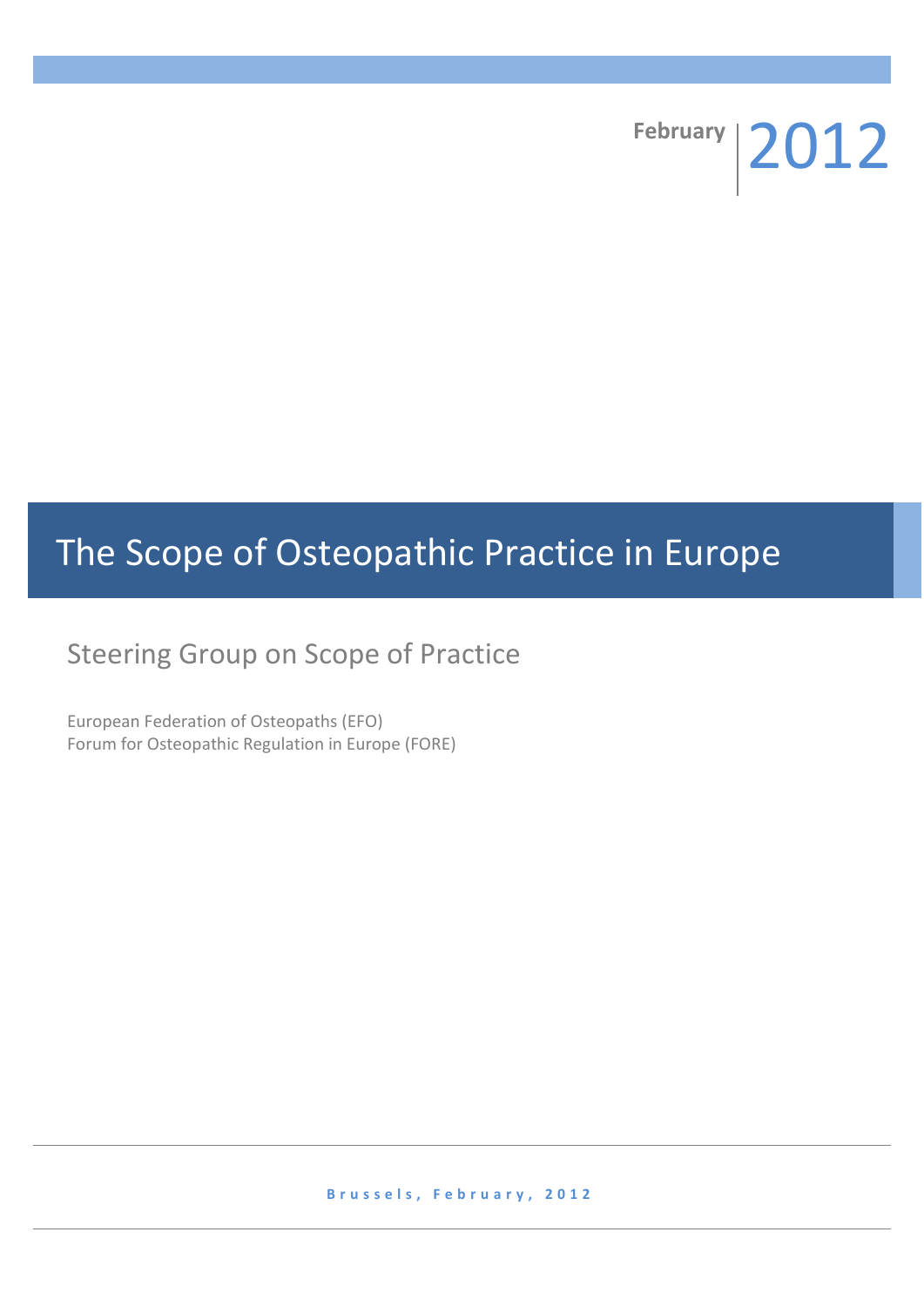February 2012

# The Scope of Osteopathic Practice in Europe

## Steering Group on Scope of Practice

European Federation of Osteopaths (EFO)
Forum for Osteopathic Regulation in Europe (FORE)

**Brussels, February, 2012**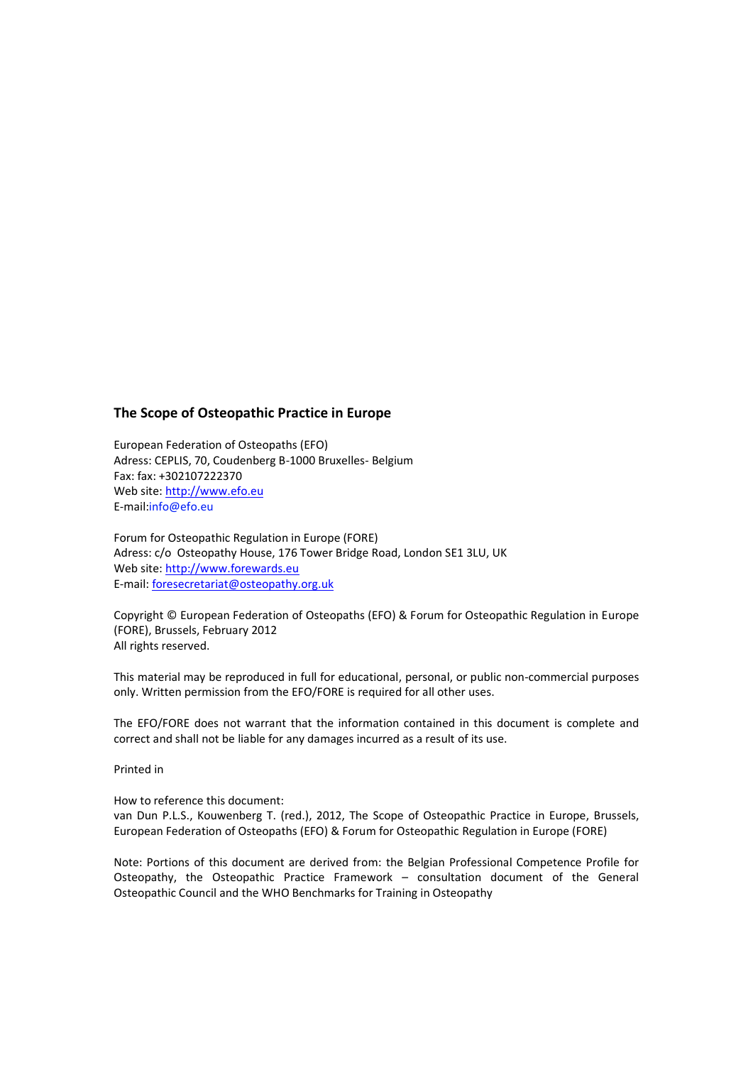## The Scope of Osteopathic Practice in Europe

European Federation of Osteopaths (EFO)
Adress: CEPLIS, 70, Coudenberg B-1000 Bruxelles- Belgium
Fax: fax: +302107222370
Web site: http://www.efo.eu
E-mail:info@efo.eu

Forum for Osteopathic Regulation in Europe (FORE)
Adress: c/o Osteopathy House, 176 Tower Bridge Road, London SE1 3LU, UK
Web site: http://www.forewards.eu
E-mail: foresecretariat@osteopathy.org.uk

Copyright © European Federation of Osteopaths (EFO) & Forum for Osteopathic Regulation in Europe (FORE), Brussels, February 2012
All rights reserved.

This material may be reproduced in full for educational, personal, or public non-commercial purposes only. Written permission from the EFO/FORE is required for all other uses.

The EFO/FORE does not warrant that the information contained in this document is complete and correct and shall not be liable for any damages incurred as a result of its use.

Printed in

How to reference this document:
van Dun P.L.S., Kouwenberg T. (red.), 2012, The Scope of Osteopathic Practice in Europe, Brussels, European Federation of Osteopaths (EFO) & Forum for Osteopathic Regulation in Europe (FORE)

Note: Portions of this document are derived from: the Belgian Professional Competence Profile for Osteopathy, the Osteopathic Practice Framework – consultation document of the General Osteopathic Council and the WHO Benchmarks for Training in Osteopathy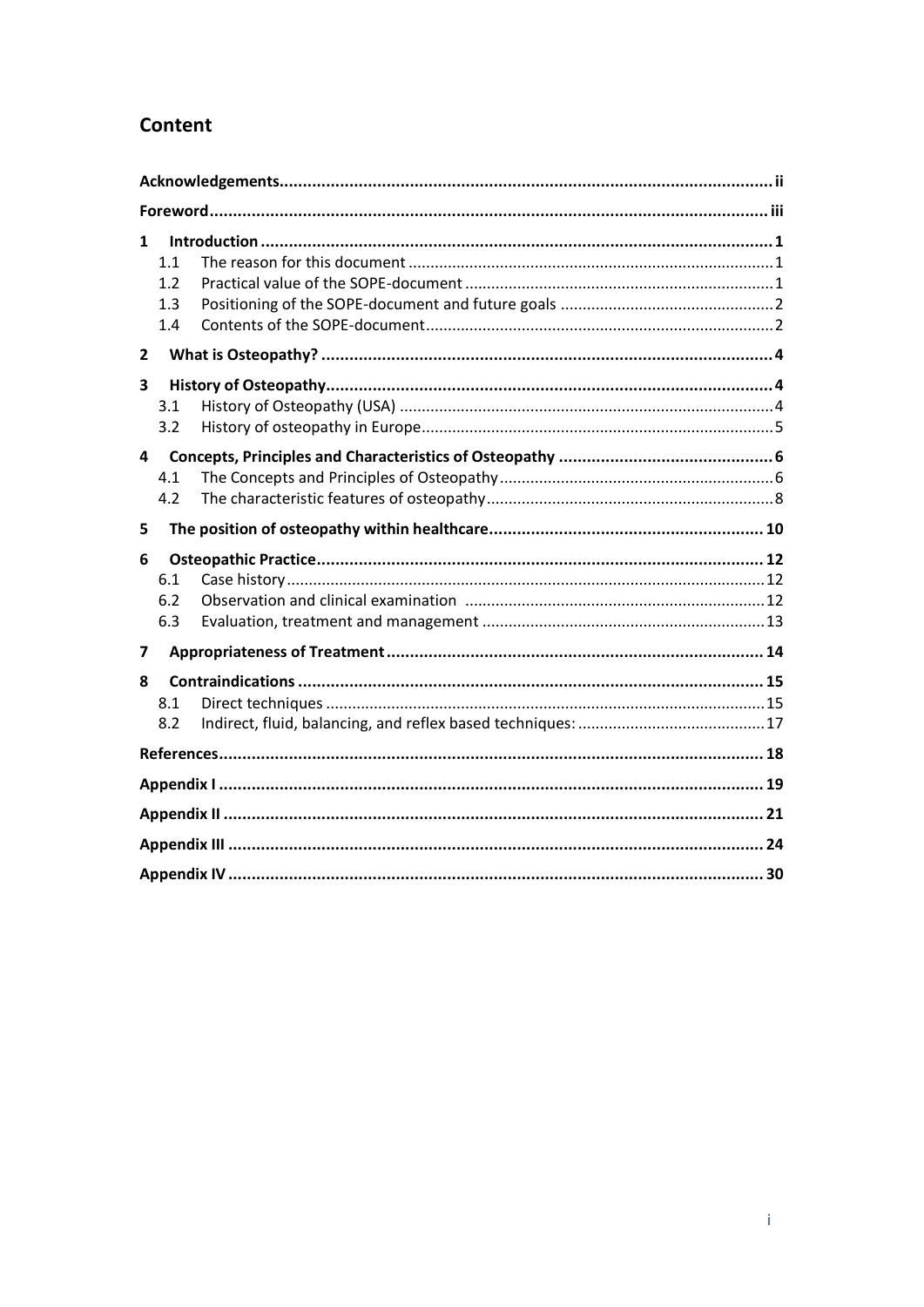# Content

| | |
|---|---|
| **Acknowledgements** | **ii** |
| **Foreword** | **iii** |
| **1 Introduction** | **1** |
| 1.1 The reason for this document | 1 |
| 1.2 Practical value of the SOPE-document | 1 |
| 1.3 Positioning of the SOPE-document and future goals | 2 |
| 1.4 Contents of the SOPE-document | 2 |
| **2 What is Osteopathy?** | **4** |
| **3 History of Osteopathy** | **4** |
| 3.1 History of Osteopathy (USA) | 4 |
| 3.2 History of osteopathy in Europe | 5 |
| **4 Concepts, Principles and Characteristics of Osteopathy** | **6** |
| 4.1 The Concepts and Principles of Osteopathy | 6 |
| 4.2 The characteristic features of osteopathy | 8 |
| **5 The position of osteopathy within healthcare** | **10** |
| **6 Osteopathic Practice** | **12** |
| 6.1 Case history | 12 |
| 6.2 Observation and clinical examination | 12 |
| 6.3 Evaluation, treatment and management | 13 |
| **7 Appropriateness of Treatment** | **14** |
| **8 Contraindications** | **15** |
| 8.1 Direct techniques | 15 |
| 8.2 Indirect, fluid, balancing, and reflex based techniques: | 17 |
| **References** | **18** |
| **Appendix I** | **19** |
| **Appendix II** | **21** |
| **Appendix III** | **24** |
| **Appendix IV** | **30** |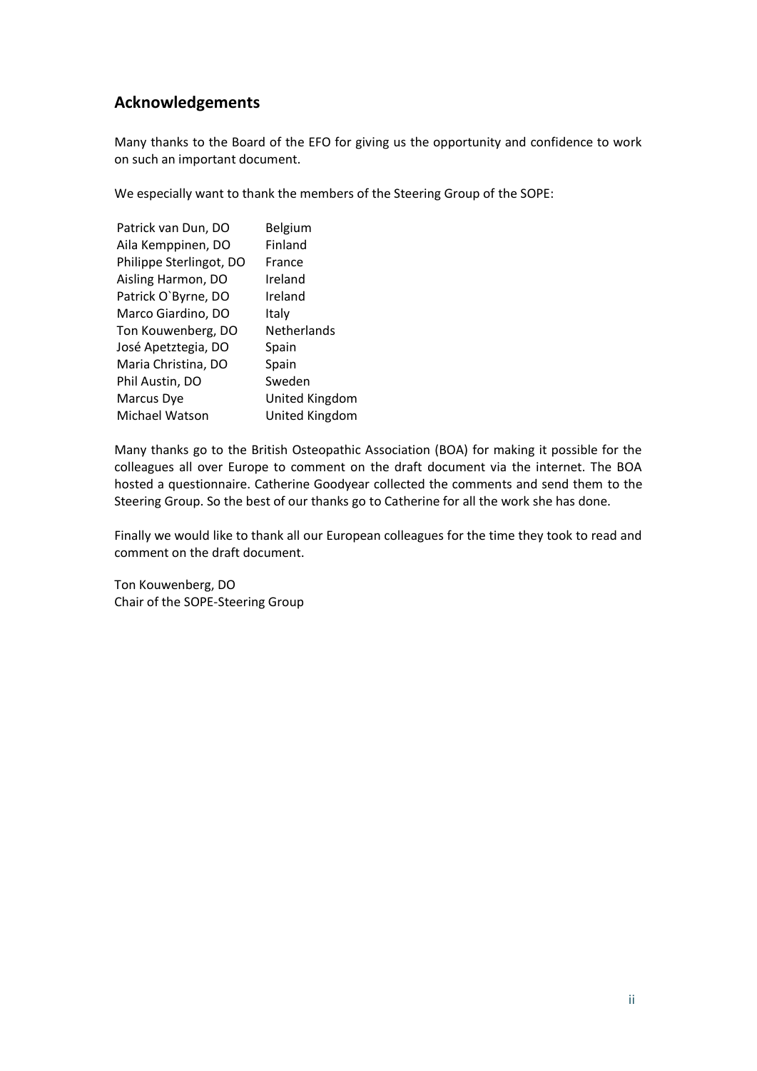## Acknowledgements

Many thanks to the Board of the EFO for giving us the opportunity and confidence to work on such an important document.

We especially want to thank the members of the Steering Group of the SOPE:

| | |
|---|---|
| Patrick van Dun, DO | Belgium |
| Aila Kemppinen, DO | Finland |
| Philippe Sterlingot, DO | France |
| Aisling Harmon, DO | Ireland |
| Patrick O`Byrne, DO | Ireland |
| Marco Giardino, DO | Italy |
| Ton Kouwenberg, DO | Netherlands |
| José Apetztegia, DO | Spain |
| Maria Christina, DO | Spain |
| Phil Austin, DO | Sweden |
| Marcus Dye | United Kingdom |
| Michael Watson | United Kingdom |

Many thanks go to the British Osteopathic Association (BOA) for making it possible for the colleagues all over Europe to comment on the draft document via the internet. The BOA hosted a questionnaire. Catherine Goodyear collected the comments and send them to the Steering Group. So the best of our thanks go to Catherine for all the work she has done.

Finally we would like to thank all our European colleagues for the time they took to read and comment on the draft document.

Ton Kouwenberg, DO
Chair of the SOPE-Steering Group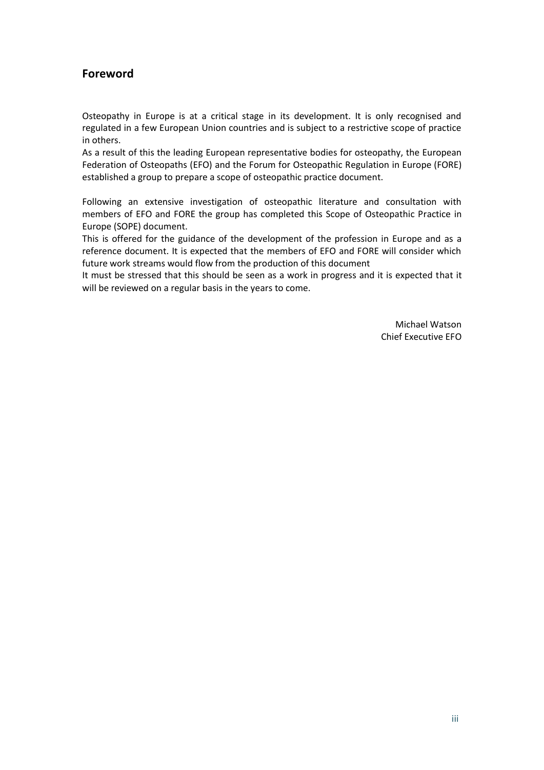## Foreword

Osteopathy in Europe is at a critical stage in its development. It is only recognised and regulated in a few European Union countries and is subject to a restrictive scope of practice in others.
As a result of this the leading European representative bodies for osteopathy, the European Federation of Osteopaths (EFO) and the Forum for Osteopathic Regulation in Europe (FORE) established a group to prepare a scope of osteopathic practice document.

Following an extensive investigation of osteopathic literature and consultation with members of EFO and FORE the group has completed this Scope of Osteopathic Practice in Europe (SOPE) document.
This is offered for the guidance of the development of the profession in Europe and as a reference document. It is expected that the members of EFO and FORE will consider which future work streams would flow from the production of this document
It must be stressed that this should be seen as a work in progress and it is expected that it will be reviewed on a regular basis in the years to come.

Michael Watson
Chief Executive EFO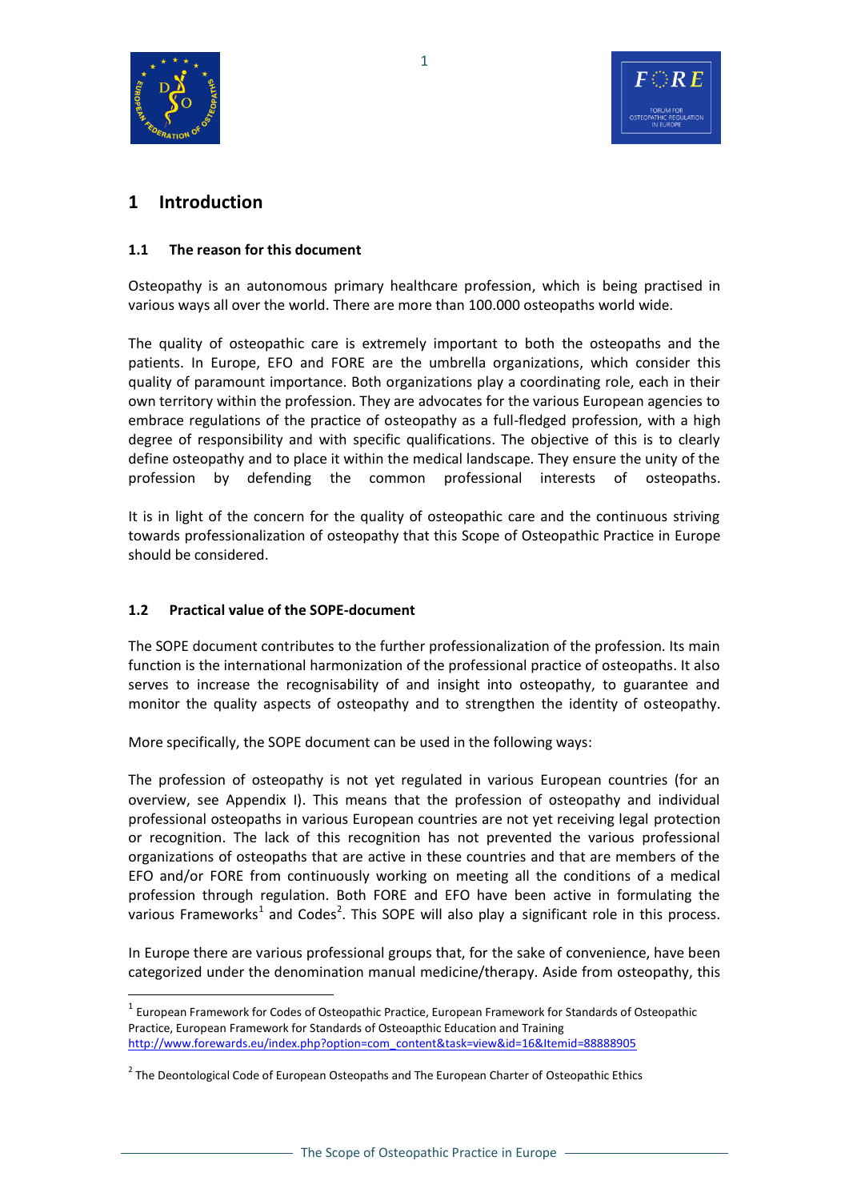# 1 Introduction

## 1.1 The reason for this document

Osteopathy is an autonomous primary healthcare profession, which is being practised in various ways all over the world. There are more than 100.000 osteopaths world wide.

The quality of osteopathic care is extremely important to both the osteopaths and the patients. In Europe, EFO and FORE are the umbrella organizations, which consider this quality of paramount importance. Both organizations play a coordinating role, each in their own territory within the profession. They are advocates for the various European agencies to embrace regulations of the practice of osteopathy as a full-fledged profession, with a high degree of responsibility and with specific qualifications. The objective of this is to clearly define osteopathy and to place it within the medical landscape. They ensure the unity of the profession by defending the common professional interests of osteopaths.

It is in light of the concern for the quality of osteopathic care and the continuous striving towards professionalization of osteopathy that this Scope of Osteopathic Practice in Europe should be considered.

## 1.2 Practical value of the SOPE-document

The SOPE document contributes to the further professionalization of the profession. Its main function is the international harmonization of the professional practice of osteopaths. It also serves to increase the recognisability of and insight into osteopathy, to guarantee and monitor the quality aspects of osteopathy and to strengthen the identity of osteopathy.

More specifically, the SOPE document can be used in the following ways:

The profession of osteopathy is not yet regulated in various European countries (for an overview, see Appendix I). This means that the profession of osteopathy and individual professional osteopaths in various European countries are not yet receiving legal protection or recognition. The lack of this recognition has not prevented the various professional organizations of osteopaths that are active in these countries and that are members of the EFO and/or FORE from continuously working on meeting all the conditions of a medical profession through regulation. Both FORE and EFO have been active in formulating the various Frameworks[1] and Codes[2]. This SOPE will also play a significant role in this process.

In Europe there are various professional groups that, for the sake of convenience, have been categorized under the denomination manual medicine/therapy. Aside from osteopathy, this

---

[1] European Framework for Codes of Osteopathic Practice, European Framework for Standards of Osteopathic Practice, European Framework for Standards of Osteoapthic Education and Training
http://www.forewards.eu/index.php?option=com_content&task=view&id=16&Itemid=88888905

[2] The Deontological Code of European Osteopaths and The European Charter of Osteopathic Ethics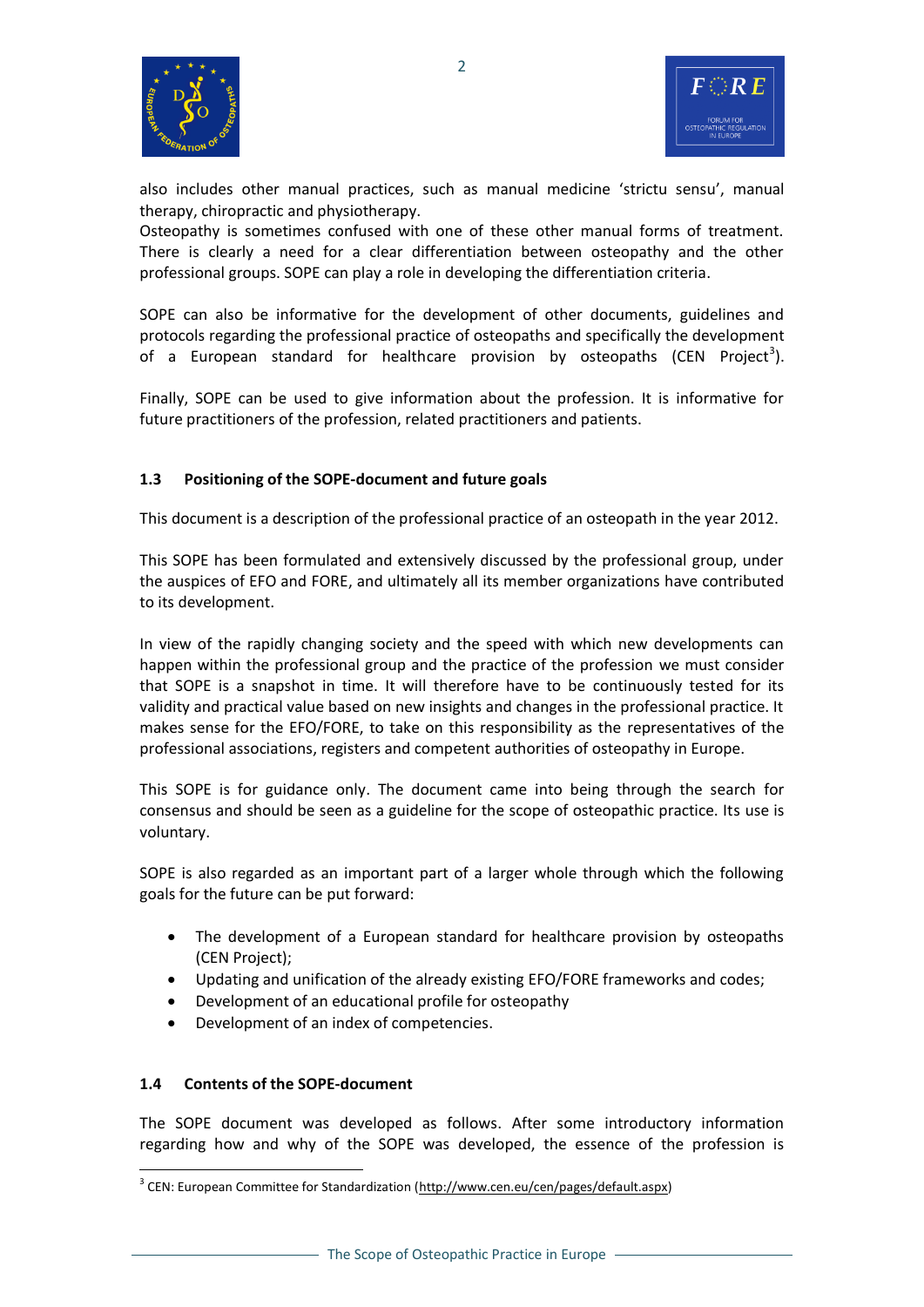also includes other manual practices, such as manual medicine 'strictu sensu', manual therapy, chiropractic and physiotherapy.
Osteopathy is sometimes confused with one of these other manual forms of treatment. There is clearly a need for a clear differentiation between osteopathy and the other professional groups. SOPE can play a role in developing the differentiation criteria.

SOPE can also be informative for the development of other documents, guidelines and protocols regarding the professional practice of osteopaths and specifically the development of a European standard for healthcare provision by osteopaths (CEN Project[3]).

Finally, SOPE can be used to give information about the profession. It is informative for future practitioners of the profession, related practitioners and patients.

### 1.3 Positioning of the SOPE-document and future goals

This document is a description of the professional practice of an osteopath in the year 2012.

This SOPE has been formulated and extensively discussed by the professional group, under the auspices of EFO and FORE, and ultimately all its member organizations have contributed to its development.

In view of the rapidly changing society and the speed with which new developments can happen within the professional group and the practice of the profession we must consider that SOPE is a snapshot in time. It will therefore have to be continuously tested for its validity and practical value based on new insights and changes in the professional practice. It makes sense for the EFO/FORE, to take on this responsibility as the representatives of the professional associations, registers and competent authorities of osteopathy in Europe.

This SOPE is for guidance only. The document came into being through the search for consensus and should be seen as a guideline for the scope of osteopathic practice. Its use is voluntary.

SOPE is also regarded as an important part of a larger whole through which the following goals for the future can be put forward:

- The development of a European standard for healthcare provision by osteopaths (CEN Project);
- Updating and unification of the already existing EFO/FORE frameworks and codes;
- Development of an educational profile for osteopathy
- Development of an index of competencies.

### 1.4 Contents of the SOPE-document

The SOPE document was developed as follows. After some introductory information regarding how and why of the SOPE was developed, the essence of the profession is

[3] CEN: European Committee for Standardization (http://www.cen.eu/cen/pages/default.aspx)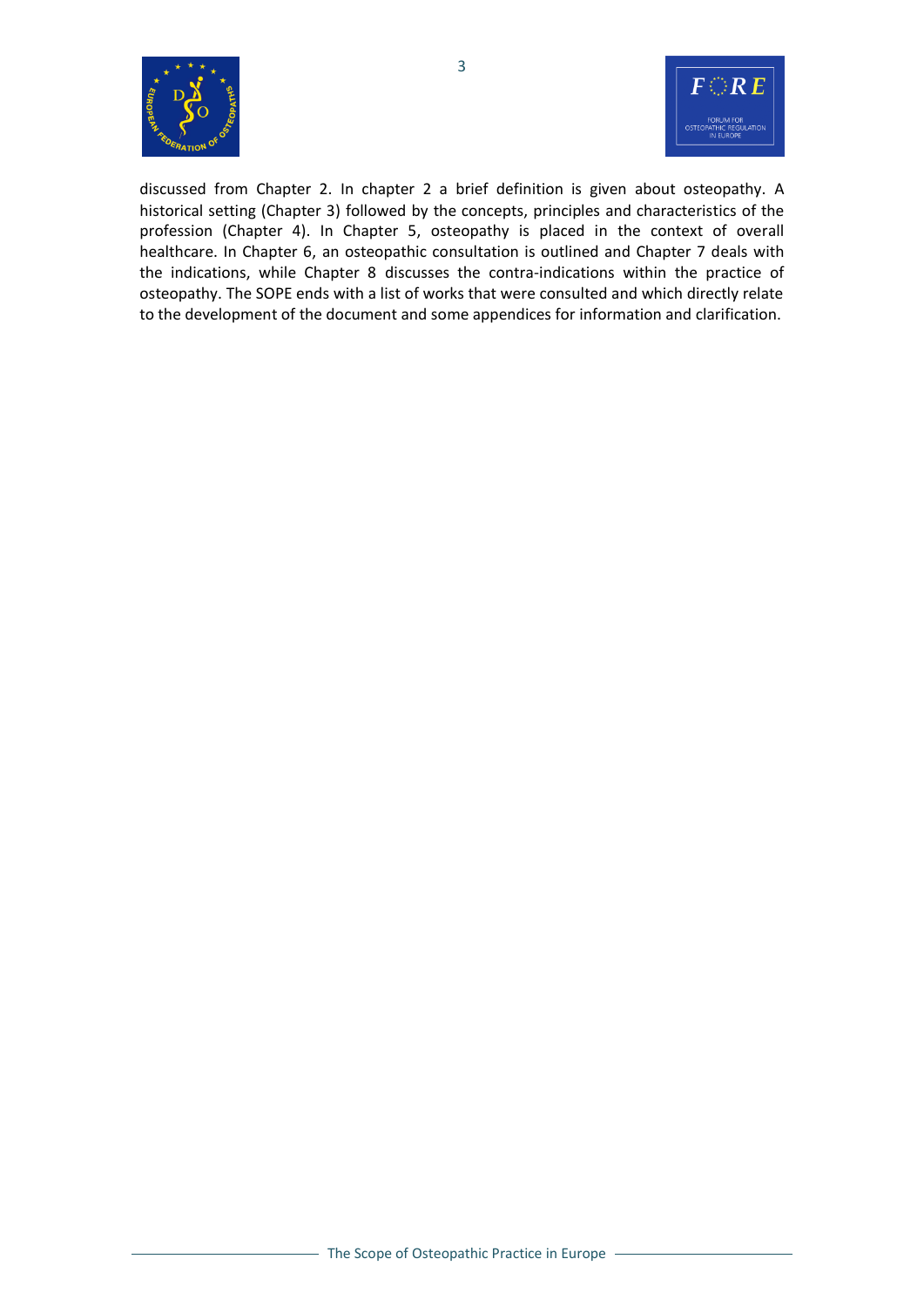discussed from Chapter 2. In chapter 2 a brief definition is given about osteopathy. A historical setting (Chapter 3) followed by the concepts, principles and characteristics of the profession (Chapter 4). In Chapter 5, osteopathy is placed in the context of overall healthcare. In Chapter 6, an osteopathic consultation is outlined and Chapter 7 deals with the indications, while Chapter 8 discusses the contra-indications within the practice of osteopathy. The SOPE ends with a list of works that were consulted and which directly relate to the development of the document and some appendices for information and clarification.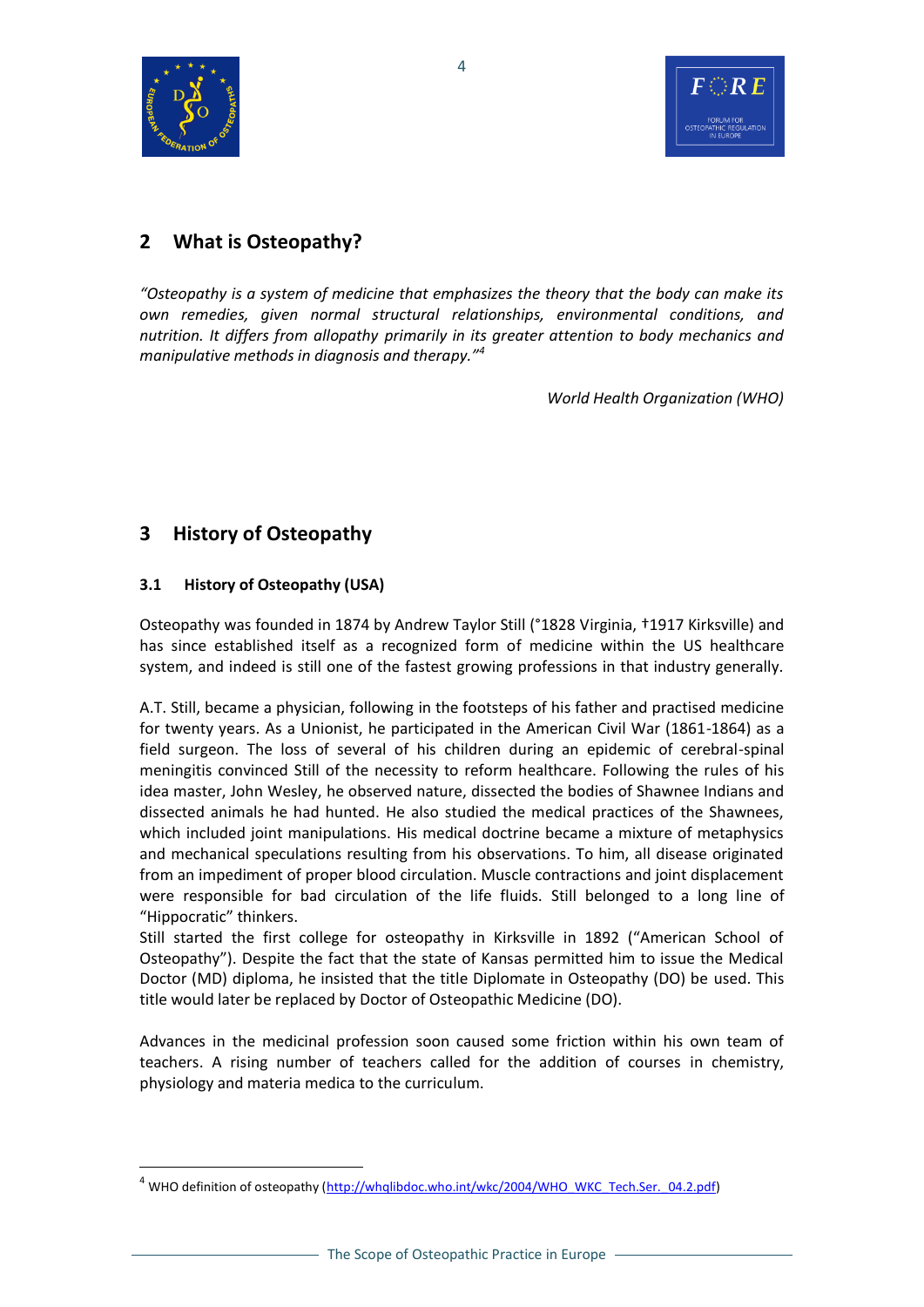## 2 What is Osteopathy?

*"Osteopathy is a system of medicine that emphasizes the theory that the body can make its own remedies, given normal structural relationships, environmental conditions, and nutrition. It differs from allopathy primarily in its greater attention to body mechanics and manipulative methods in diagnosis and therapy."*[4]

*World Health Organization (WHO)*

## 3 History of Osteopathy

### 3.1 History of Osteopathy (USA)

Osteopathy was founded in 1874 by Andrew Taylor Still (°1828 Virginia, †1917 Kirksville) and has since established itself as a recognized form of medicine within the US healthcare system, and indeed is still one of the fastest growing professions in that industry generally.

A.T. Still, became a physician, following in the footsteps of his father and practised medicine for twenty years. As a Unionist, he participated in the American Civil War (1861-1864) as a field surgeon. The loss of several of his children during an epidemic of cerebral-spinal meningitis convinced Still of the necessity to reform healthcare. Following the rules of his idea master, John Wesley, he observed nature, dissected the bodies of Shawnee Indians and dissected animals he had hunted. He also studied the medical practices of the Shawnees, which included joint manipulations. His medical doctrine became a mixture of metaphysics and mechanical speculations resulting from his observations. To him, all disease originated from an impediment of proper blood circulation. Muscle contractions and joint displacement were responsible for bad circulation of the life fluids. Still belonged to a long line of "Hippocratic" thinkers.

Still started the first college for osteopathy in Kirksville in 1892 ("American School of Osteopathy"). Despite the fact that the state of Kansas permitted him to issue the Medical Doctor (MD) diploma, he insisted that the title Diplomate in Osteopathy (DO) be used. This title would later be replaced by Doctor of Osteopathic Medicine (DO).

Advances in the medicinal profession soon caused some friction within his own team of teachers. A rising number of teachers called for the addition of courses in chemistry, physiology and materia medica to the curriculum.

---

[4] WHO definition of osteopathy (http://whqlibdoc.who.int/wkc/2004/WHO_WKC_Tech.Ser._04.2.pdf)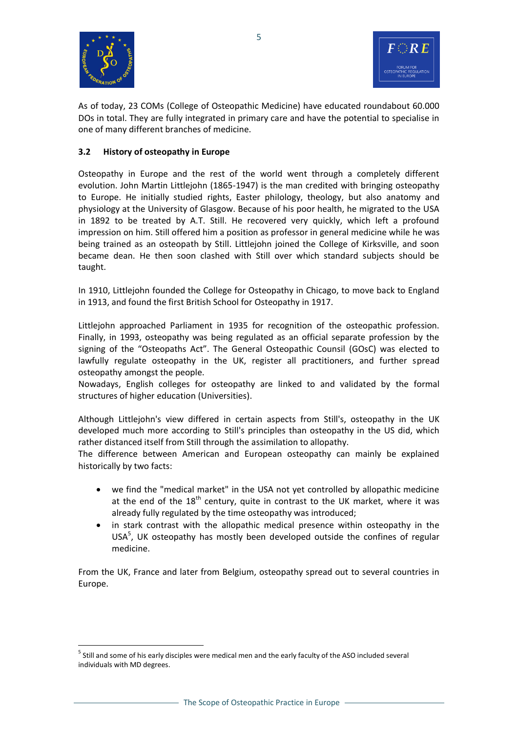As of today, 23 COMs (College of Osteopathic Medicine) have educated roundabout 60.000 DOs in total. They are fully integrated in primary care and have the potential to specialise in one of many different branches of medicine.

### 3.2 History of osteopathy in Europe

Osteopathy in Europe and the rest of the world went through a completely different evolution. John Martin Littlejohn (1865-1947) is the man credited with bringing osteopathy to Europe. He initially studied rights, Easter philology, theology, but also anatomy and physiology at the University of Glasgow. Because of his poor health, he migrated to the USA in 1892 to be treated by A.T. Still. He recovered very quickly, which left a profound impression on him. Still offered him a position as professor in general medicine while he was being trained as an osteopath by Still. Littlejohn joined the College of Kirksville, and soon became dean. He then soon clashed with Still over which standard subjects should be taught.

In 1910, Littlejohn founded the College for Osteopathy in Chicago, to move back to England in 1913, and found the first British School for Osteopathy in 1917.

Littlejohn approached Parliament in 1935 for recognition of the osteopathic profession. Finally, in 1993, osteopathy was being regulated as an official separate profession by the signing of the "Osteopaths Act". The General Osteopathic Counsil (GOsC) was elected to lawfully regulate osteopathy in the UK, register all practitioners, and further spread osteopathy amongst the people.
Nowadays, English colleges for osteopathy are linked to and validated by the formal structures of higher education (Universities).

Although Littlejohn's view differed in certain aspects from Still's, osteopathy in the UK developed much more according to Still's principles than osteopathy in the US did, which rather distanced itself from Still through the assimilation to allopathy.
The difference between American and European osteopathy can mainly be explained historically by two facts:

- we find the "medical market" in the USA not yet controlled by allopathic medicine at the end of the 18th century, quite in contrast to the UK market, where it was already fully regulated by the time osteopathy was introduced;
- in stark contrast with the allopathic medical presence within osteopathy in the USA[5], UK osteopathy has mostly been developed outside the confines of regular medicine.

From the UK, France and later from Belgium, osteopathy spread out to several countries in Europe.

[5] Still and some of his early disciples were medical men and the early faculty of the ASO included several individuals with MD degrees.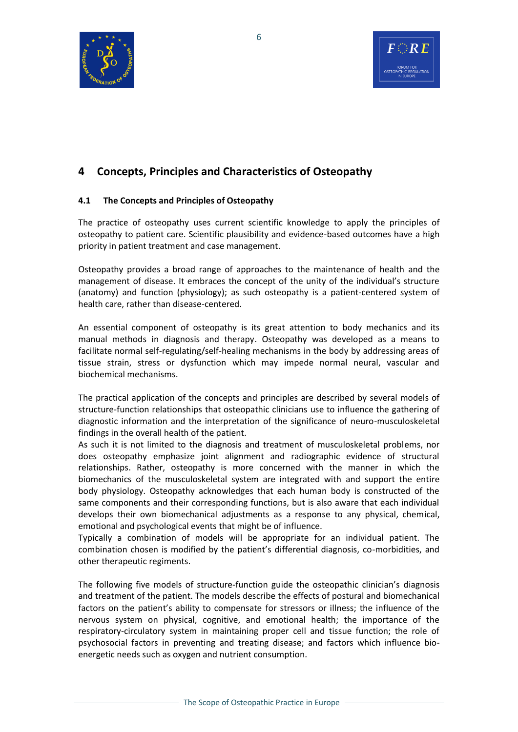# 4 Concepts, Principles and Characteristics of Osteopathy

## 4.1 The Concepts and Principles of Osteopathy

The practice of osteopathy uses current scientific knowledge to apply the principles of osteopathy to patient care. Scientific plausibility and evidence-based outcomes have a high priority in patient treatment and case management.

Osteopathy provides a broad range of approaches to the maintenance of health and the management of disease. It embraces the concept of the unity of the individual's structure (anatomy) and function (physiology); as such osteopathy is a patient-centered system of health care, rather than disease-centered.

An essential component of osteopathy is its great attention to body mechanics and its manual methods in diagnosis and therapy. Osteopathy was developed as a means to facilitate normal self-regulating/self-healing mechanisms in the body by addressing areas of tissue strain, stress or dysfunction which may impede normal neural, vascular and biochemical mechanisms.

The practical application of the concepts and principles are described by several models of structure-function relationships that osteopathic clinicians use to influence the gathering of diagnostic information and the interpretation of the significance of neuro-musculoskeletal findings in the overall health of the patient.

As such it is not limited to the diagnosis and treatment of musculoskeletal problems, nor does osteopathy emphasize joint alignment and radiographic evidence of structural relationships. Rather, osteopathy is more concerned with the manner in which the biomechanics of the musculoskeletal system are integrated with and support the entire body physiology. Osteopathy acknowledges that each human body is constructed of the same components and their corresponding functions, but is also aware that each individual develops their own biomechanical adjustments as a response to any physical, chemical, emotional and psychological events that might be of influence.

Typically a combination of models will be appropriate for an individual patient. The combination chosen is modified by the patient's differential diagnosis, co-morbidities, and other therapeutic regiments.

The following five models of structure-function guide the osteopathic clinician's diagnosis and treatment of the patient. The models describe the effects of postural and biomechanical factors on the patient's ability to compensate for stressors or illness; the influence of the nervous system on physical, cognitive, and emotional health; the importance of the respiratory-circulatory system in maintaining proper cell and tissue function; the role of psychosocial factors in preventing and treating disease; and factors which influence bio-energetic needs such as oxygen and nutrient consumption.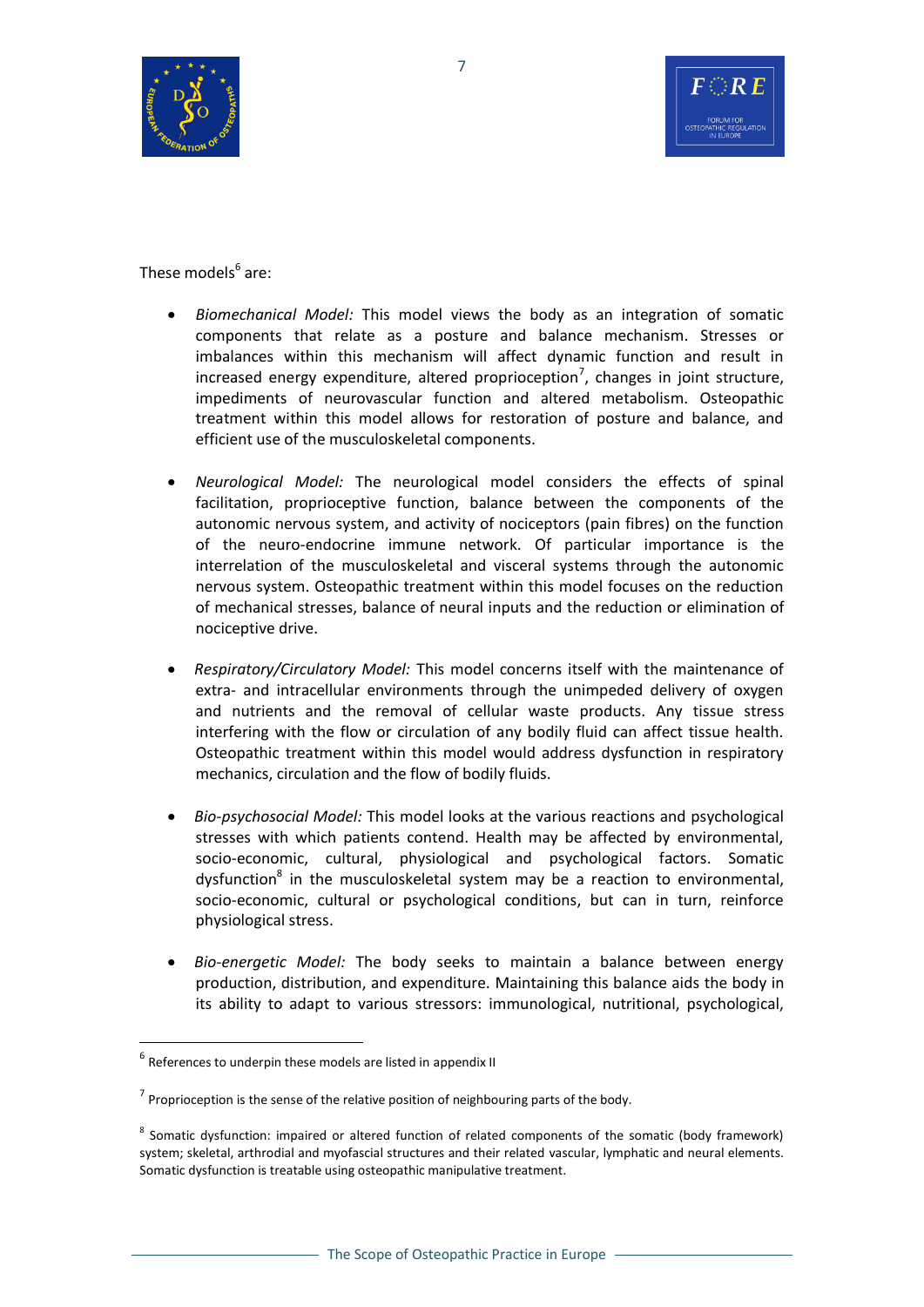These models[6] are:

- *Biomechanical Model:* This model views the body as an integration of somatic components that relate as a posture and balance mechanism. Stresses or imbalances within this mechanism will affect dynamic function and result in increased energy expenditure, altered proprioception[7], changes in joint structure, impediments of neurovascular function and altered metabolism. Osteopathic treatment within this model allows for restoration of posture and balance, and efficient use of the musculoskeletal components.

- *Neurological Model:* The neurological model considers the effects of spinal facilitation, proprioceptive function, balance between the components of the autonomic nervous system, and activity of nociceptors (pain fibres) on the function of the neuro-endocrine immune network. Of particular importance is the interrelation of the musculoskeletal and visceral systems through the autonomic nervous system. Osteopathic treatment within this model focuses on the reduction of mechanical stresses, balance of neural inputs and the reduction or elimination of nociceptive drive.

- *Respiratory/Circulatory Model:* This model concerns itself with the maintenance of extra- and intracellular environments through the unimpeded delivery of oxygen and nutrients and the removal of cellular waste products. Any tissue stress interfering with the flow or circulation of any bodily fluid can affect tissue health. Osteopathic treatment within this model would address dysfunction in respiratory mechanics, circulation and the flow of bodily fluids.

- *Bio-psychosocial Model:* This model looks at the various reactions and psychological stresses with which patients contend. Health may be affected by environmental, socio-economic, cultural, physiological and psychological factors. Somatic dysfunction[8] in the musculoskeletal system may be a reaction to environmental, socio-economic, cultural or psychological conditions, but can in turn, reinforce physiological stress.

- *Bio-energetic Model:* The body seeks to maintain a balance between energy production, distribution, and expenditure. Maintaining this balance aids the body in its ability to adapt to various stressors: immunological, nutritional, psychological,

---

[6] References to underpin these models are listed in appendix II

[7] Proprioception is the sense of the relative position of neighbouring parts of the body.

[8] Somatic dysfunction: impaired or altered function of related components of the somatic (body framework) system; skeletal, arthrodial and myofascial structures and their related vascular, lymphatic and neural elements. Somatic dysfunction is treatable using osteopathic manipulative treatment.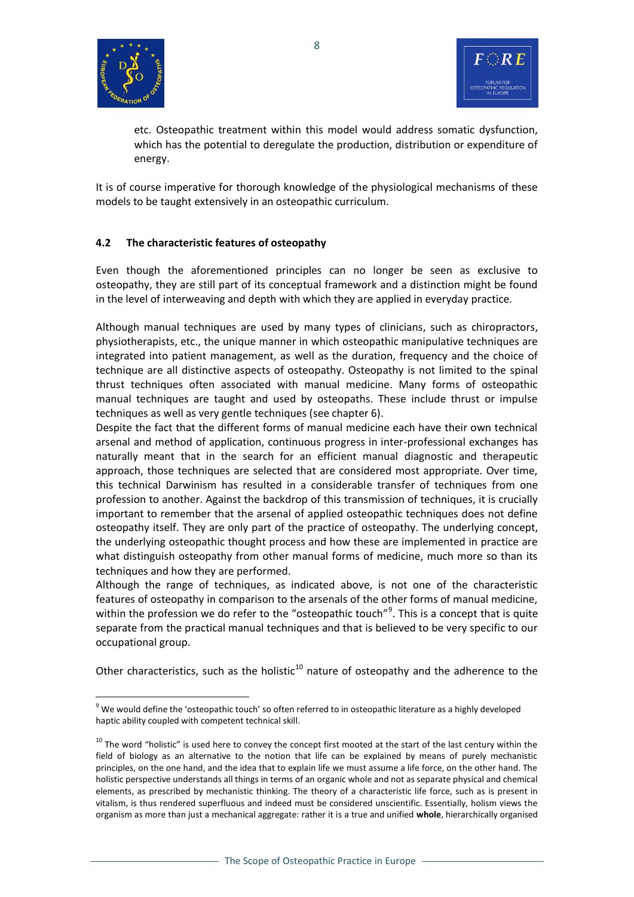etc. Osteopathic treatment within this model would address somatic dysfunction, which has the potential to deregulate the production, distribution or expenditure of energy.

It is of course imperative for thorough knowledge of the physiological mechanisms of these models to be taught extensively in an osteopathic curriculum.

## 4.2 The characteristic features of osteopathy

Even though the aforementioned principles can no longer be seen as exclusive to osteopathy, they are still part of its conceptual framework and a distinction might be found in the level of interweaving and depth with which they are applied in everyday practice.

Although manual techniques are used by many types of clinicians, such as chiropractors, physiotherapists, etc., the unique manner in which osteopathic manipulative techniques are integrated into patient management, as well as the duration, frequency and the choice of technique are all distinctive aspects of osteopathy. Osteopathy is not limited to the spinal thrust techniques often associated with manual medicine. Many forms of osteopathic manual techniques are taught and used by osteopaths. These include thrust or impulse techniques as well as very gentle techniques (see chapter 6).

Despite the fact that the different forms of manual medicine each have their own technical arsenal and method of application, continuous progress in inter-professional exchanges has naturally meant that in the search for an efficient manual diagnostic and therapeutic approach, those techniques are selected that are considered most appropriate. Over time, this technical Darwinism has resulted in a considerable transfer of techniques from one profession to another. Against the backdrop of this transmission of techniques, it is crucially important to remember that the arsenal of applied osteopathic techniques does not define osteopathy itself. They are only part of the practice of osteopathy. The underlying concept, the underlying osteopathic thought process and how these are implemented in practice are what distinguish osteopathy from other manual forms of medicine, much more so than its techniques and how they are performed.

Although the range of techniques, as indicated above, is not one of the characteristic features of osteopathy in comparison to the arsenals of the other forms of manual medicine, within the profession we do refer to the "osteopathic touch"[9]. This is a concept that is quite separate from the practical manual techniques and that is believed to be very specific to our occupational group.

Other characteristics, such as the holistic[10] nature of osteopathy and the adherence to the

---

[9] We would define the 'osteopathic touch' so often referred to in osteopathic literature as a highly developed haptic ability coupled with competent technical skill.

[10] The word "holistic" is used here to convey the concept first mooted at the start of the last century within the field of biology as an alternative to the notion that life can be explained by means of purely mechanistic principles, on the one hand, and the idea that to explain life we must assume a life force, on the other hand. The holistic perspective understands all things in terms of an organic whole and not as separate physical and chemical elements, as prescribed by mechanistic thinking. The theory of a characteristic life force, such as is present in vitalism, is thus rendered superfluous and indeed must be considered unscientific. Essentially, holism views the organism as more than just a mechanical aggregate: rather it is a true and unified **whole**, hierarchically organised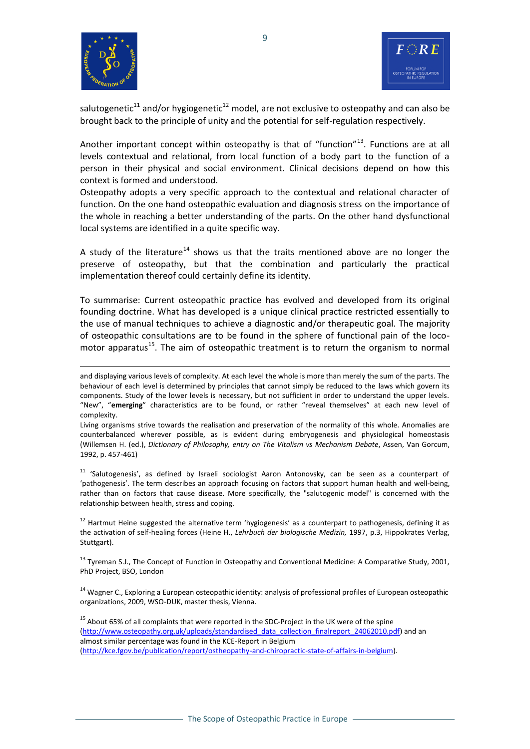salutogenetic[11] and/or hygiogenetic[12] model, are not exclusive to osteopathy and can also be brought back to the principle of unity and the potential for self-regulation respectively.

Another important concept within osteopathy is that of "function"[13]. Functions are at all levels contextual and relational, from local function of a body part to the function of a person in their physical and social environment. Clinical decisions depend on how this context is formed and understood.

Osteopathy adopts a very specific approach to the contextual and relational character of function. On the one hand osteopathic evaluation and diagnosis stress on the importance of the whole in reaching a better understanding of the parts. On the other hand dysfunctional local systems are identified in a quite specific way.

A study of the literature[14] shows us that the traits mentioned above are no longer the preserve of osteopathy, but that the combination and particularly the practical implementation thereof could certainly define its identity.

To summarise: Current osteopathic practice has evolved and developed from its original founding doctrine. What has developed is a unique clinical practice restricted essentially to the use of manual techniques to achieve a diagnostic and/or therapeutic goal. The majority of osteopathic consultations are to be found in the sphere of functional pain of the loco-motor apparatus[15]. The aim of osteopathic treatment is to return the organism to normal

---

and displaying various levels of complexity. At each level the whole is more than merely the sum of the parts. The behaviour of each level is determined by principles that cannot simply be reduced to the laws which govern its components. Study of the lower levels is necessary, but not sufficient in order to understand the upper levels. "New", "**emerging**" characteristics are to be found, or rather "reveal themselves" at each new level of complexity.

Living organisms strive towards the realisation and preservation of the normality of this whole. Anomalies are counterbalanced wherever possible, as is evident during embryogenesis and physiological homeostasis (Willemsen H. (ed.), *Dictionary of Philosophy, entry on The Vitalism vs Mechanism Debate*, Assen, Van Gorcum, 1992, p. 457-461)

[11] 'Salutogenesis', as defined by Israeli sociologist Aaron Antonovsky, can be seen as a counterpart of 'pathogenesis'. The term describes an approach focusing on factors that support human health and well-being, rather than on factors that cause disease. More specifically, the "salutogenic model" is concerned with the relationship between health, stress and coping.

[12] Hartmut Heine suggested the alternative term 'hygiogenesis' as a counterpart to pathogenesis, defining it as the activation of self-healing forces (Heine H., *Lehrbuch der biologische Medizin,* 1997, p.3, Hippokrates Verlag, Stuttgart).

[13] Tyreman S.J., The Concept of Function in Osteopathy and Conventional Medicine: A Comparative Study, 2001, PhD Project, BSO, London

[14] Wagner C., Exploring a European osteopathic identity: analysis of professional profiles of European osteopathic organizations, 2009, WSO-DUK, master thesis, Vienna.

[15] About 65% of all complaints that were reported in the SDC-Project in the UK were of the spine (http://www.osteopathy.org.uk/uploads/standardised_data_collection_finalreport_24062010.pdf) and an almost similar percentage was found in the KCE-Report in Belgium (http://kce.fgov.be/publication/report/ostheopathy-and-chiropractic-state-of-affairs-in-belgium).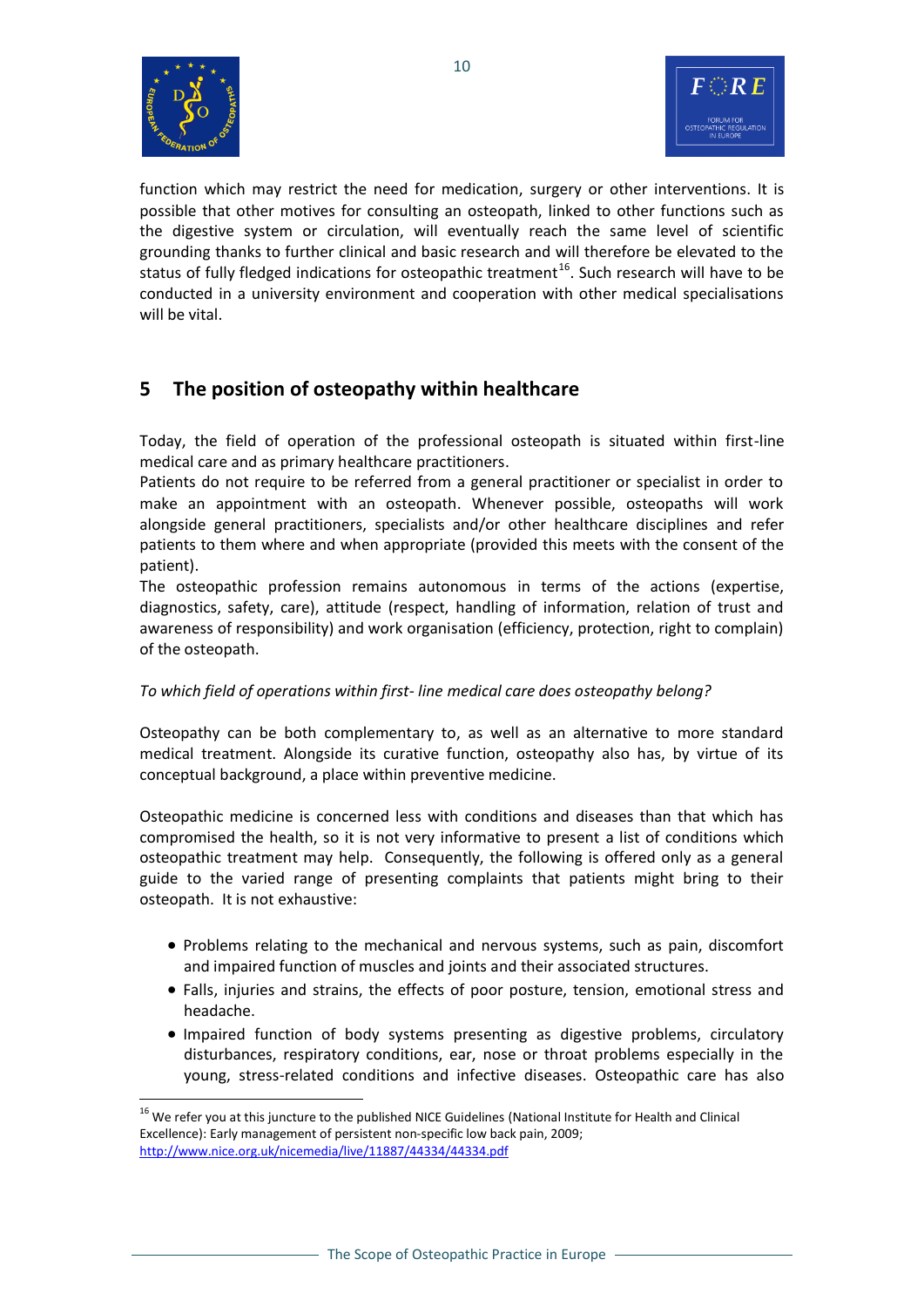function which may restrict the need for medication, surgery or other interventions. It is possible that other motives for consulting an osteopath, linked to other functions such as the digestive system or circulation, will eventually reach the same level of scientific grounding thanks to further clinical and basic research and will therefore be elevated to the status of fully fledged indications for osteopathic treatment[16]. Such research will have to be conducted in a university environment and cooperation with other medical specialisations will be vital.

## 5 The position of osteopathy within healthcare

Today, the field of operation of the professional osteopath is situated within first-line medical care and as primary healthcare practitioners.

Patients do not require to be referred from a general practitioner or specialist in order to make an appointment with an osteopath. Whenever possible, osteopaths will work alongside general practitioners, specialists and/or other healthcare disciplines and refer patients to them where and when appropriate (provided this meets with the consent of the patient).

The osteopathic profession remains autonomous in terms of the actions (expertise, diagnostics, safety, care), attitude (respect, handling of information, relation of trust and awareness of responsibility) and work organisation (efficiency, protection, right to complain) of the osteopath.

*To which field of operations within first- line medical care does osteopathy belong?*

Osteopathy can be both complementary to, as well as an alternative to more standard medical treatment. Alongside its curative function, osteopathy also has, by virtue of its conceptual background, a place within preventive medicine.

Osteopathic medicine is concerned less with conditions and diseases than that which has compromised the health, so it is not very informative to present a list of conditions which osteopathic treatment may help. Consequently, the following is offered only as a general guide to the varied range of presenting complaints that patients might bring to their osteopath. It is not exhaustive:

- Problems relating to the mechanical and nervous systems, such as pain, discomfort and impaired function of muscles and joints and their associated structures.
- Falls, injuries and strains, the effects of poor posture, tension, emotional stress and headache.
- Impaired function of body systems presenting as digestive problems, circulatory disturbances, respiratory conditions, ear, nose or throat problems especially in the young, stress-related conditions and infective diseases. Osteopathic care has also

[16] We refer you at this juncture to the published NICE Guidelines (National Institute for Health and Clinical Excellence): Early management of persistent non-specific low back pain, 2009; http://www.nice.org.uk/nicemedia/live/11887/44334/44334.pdf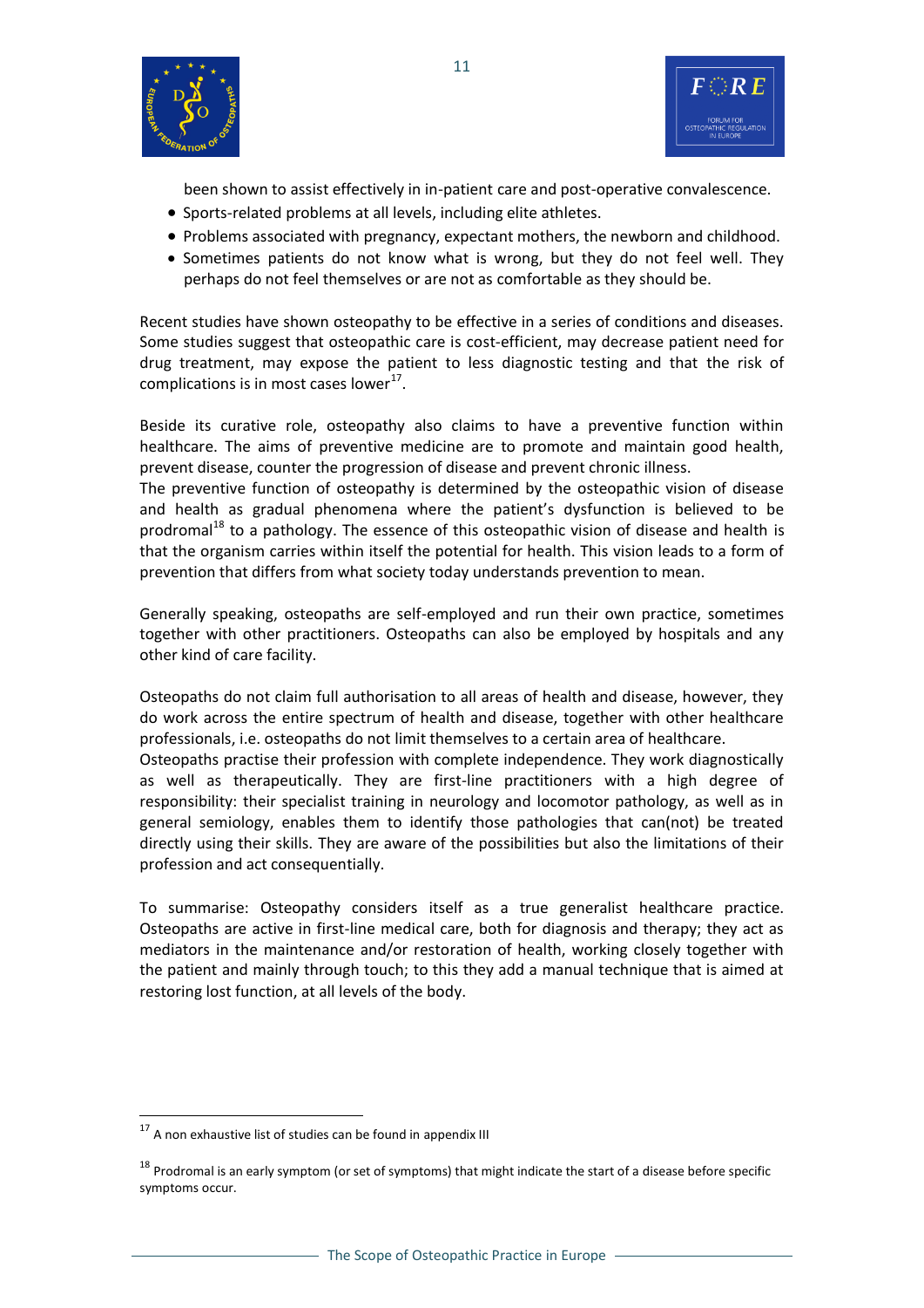been shown to assist effectively in in-patient care and post-operative convalescence.

- Sports-related problems at all levels, including elite athletes.
- Problems associated with pregnancy, expectant mothers, the newborn and childhood.
- Sometimes patients do not know what is wrong, but they do not feel well. They perhaps do not feel themselves or are not as comfortable as they should be.

Recent studies have shown osteopathy to be effective in a series of conditions and diseases. Some studies suggest that osteopathic care is cost-efficient, may decrease patient need for drug treatment, may expose the patient to less diagnostic testing and that the risk of complications is in most cases lower[17].

Beside its curative role, osteopathy also claims to have a preventive function within healthcare. The aims of preventive medicine are to promote and maintain good health, prevent disease, counter the progression of disease and prevent chronic illness.
The preventive function of osteopathy is determined by the osteopathic vision of disease and health as gradual phenomena where the patient's dysfunction is believed to be prodromal[18] to a pathology. The essence of this osteopathic vision of disease and health is that the organism carries within itself the potential for health. This vision leads to a form of prevention that differs from what society today understands prevention to mean.

Generally speaking, osteopaths are self-employed and run their own practice, sometimes together with other practitioners. Osteopaths can also be employed by hospitals and any other kind of care facility.

Osteopaths do not claim full authorisation to all areas of health and disease, however, they do work across the entire spectrum of health and disease, together with other healthcare professionals, i.e. osteopaths do not limit themselves to a certain area of healthcare.
Osteopaths practise their profession with complete independence. They work diagnostically as well as therapeutically. They are first-line practitioners with a high degree of responsibility: their specialist training in neurology and locomotor pathology, as well as in general semiology, enables them to identify those pathologies that can(not) be treated directly using their skills. They are aware of the possibilities but also the limitations of their profession and act consequentially.

To summarise: Osteopathy considers itself as a true generalist healthcare practice. Osteopaths are active in first-line medical care, both for diagnosis and therapy; they act as mediators in the maintenance and/or restoration of health, working closely together with the patient and mainly through touch; to this they add a manual technique that is aimed at restoring lost function, at all levels of the body.

[17] A non exhaustive list of studies can be found in appendix III

[18] Prodromal is an early symptom (or set of symptoms) that might indicate the start of a disease before specific symptoms occur.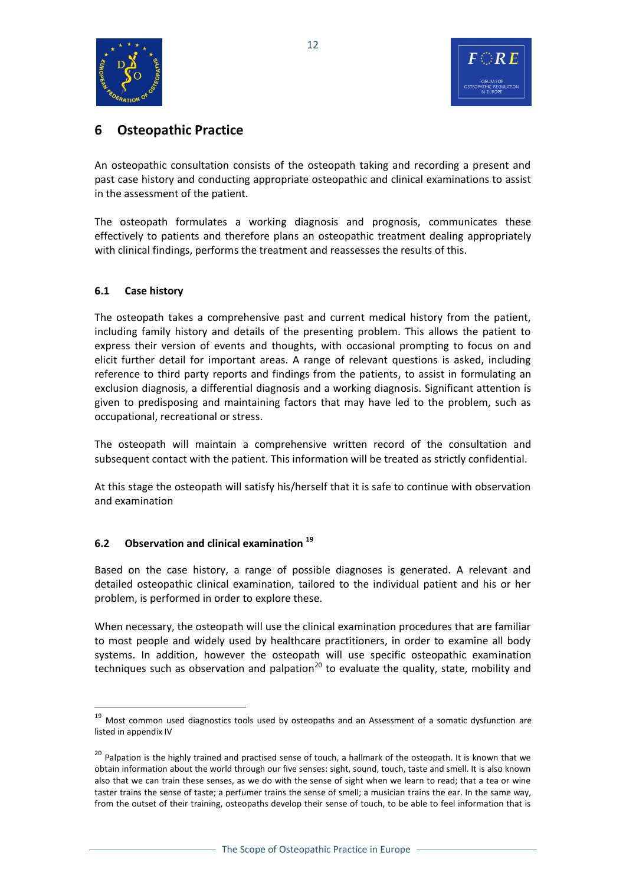## 6 Osteopathic Practice

An osteopathic consultation consists of the osteopath taking and recording a present and past case history and conducting appropriate osteopathic and clinical examinations to assist in the assessment of the patient.

The osteopath formulates a working diagnosis and prognosis, communicates these effectively to patients and therefore plans an osteopathic treatment dealing appropriately with clinical findings, performs the treatment and reassesses the results of this.

### 6.1 Case history

The osteopath takes a comprehensive past and current medical history from the patient, including family history and details of the presenting problem. This allows the patient to express their version of events and thoughts, with occasional prompting to focus on and elicit further detail for important areas. A range of relevant questions is asked, including reference to third party reports and findings from the patients, to assist in formulating an exclusion diagnosis, a differential diagnosis and a working diagnosis. Significant attention is given to predisposing and maintaining factors that may have led to the problem, such as occupational, recreational or stress.

The osteopath will maintain a comprehensive written record of the consultation and subsequent contact with the patient. This information will be treated as strictly confidential.

At this stage the osteopath will satisfy his/herself that it is safe to continue with observation and examination

### 6.2 Observation and clinical examination [19]

Based on the case history, a range of possible diagnoses is generated. A relevant and detailed osteopathic clinical examination, tailored to the individual patient and his or her problem, is performed in order to explore these.

When necessary, the osteopath will use the clinical examination procedures that are familiar to most people and widely used by healthcare practitioners, in order to examine all body systems. In addition, however the osteopath will use specific osteopathic examination techniques such as observation and palpation[20] to evaluate the quality, state, mobility and

---

[19] Most common used diagnostics tools used by osteopaths and an Assessment of a somatic dysfunction are listed in appendix IV

[20] Palpation is the highly trained and practised sense of touch, a hallmark of the osteopath. It is known that we obtain information about the world through our five senses: sight, sound, touch, taste and smell. It is also known also that we can train these senses, as we do with the sense of sight when we learn to read; that a tea or wine taster trains the sense of taste; a perfumer trains the sense of smell; a musician trains the ear. In the same way, from the outset of their training, osteopaths develop their sense of touch, to be able to feel information that is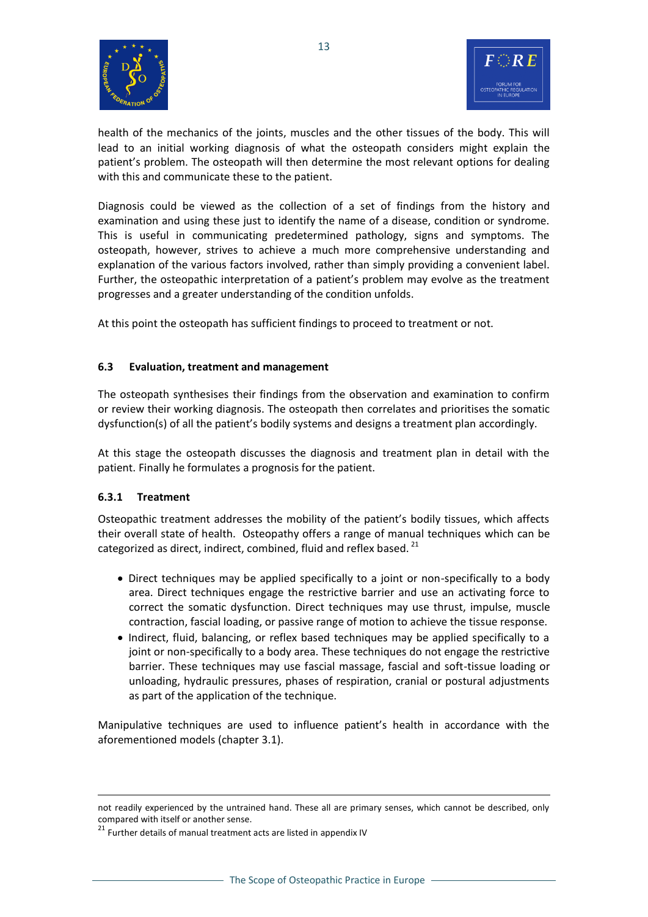health of the mechanics of the joints, muscles and the other tissues of the body. This will lead to an initial working diagnosis of what the osteopath considers might explain the patient's problem. The osteopath will then determine the most relevant options for dealing with this and communicate these to the patient.

Diagnosis could be viewed as the collection of a set of findings from the history and examination and using these just to identify the name of a disease, condition or syndrome. This is useful in communicating predetermined pathology, signs and symptoms. The osteopath, however, strives to achieve a much more comprehensive understanding and explanation of the various factors involved, rather than simply providing a convenient label. Further, the osteopathic interpretation of a patient's problem may evolve as the treatment progresses and a greater understanding of the condition unfolds.

At this point the osteopath has sufficient findings to proceed to treatment or not.

### 6.3 Evaluation, treatment and management

The osteopath synthesises their findings from the observation and examination to confirm or review their working diagnosis. The osteopath then correlates and prioritises the somatic dysfunction(s) of all the patient's bodily systems and designs a treatment plan accordingly.

At this stage the osteopath discusses the diagnosis and treatment plan in detail with the patient. Finally he formulates a prognosis for the patient.

#### 6.3.1 Treatment

Osteopathic treatment addresses the mobility of the patient's bodily tissues, which affects their overall state of health. Osteopathy offers a range of manual techniques which can be categorized as direct, indirect, combined, fluid and reflex based. [21]

- Direct techniques may be applied specifically to a joint or non-specifically to a body area. Direct techniques engage the restrictive barrier and use an activating force to correct the somatic dysfunction. Direct techniques may use thrust, impulse, muscle contraction, fascial loading, or passive range of motion to achieve the tissue response.
- Indirect, fluid, balancing, or reflex based techniques may be applied specifically to a joint or non-specifically to a body area. These techniques do not engage the restrictive barrier. These techniques may use fascial massage, fascial and soft-tissue loading or unloading, hydraulic pressures, phases of respiration, cranial or postural adjustments as part of the application of the technique.

Manipulative techniques are used to influence patient's health in accordance with the aforementioned models (chapter 3.1).

---

not readily experienced by the untrained hand. These all are primary senses, which cannot be described, only compared with itself or another sense.

[21] Further details of manual treatment acts are listed in appendix IV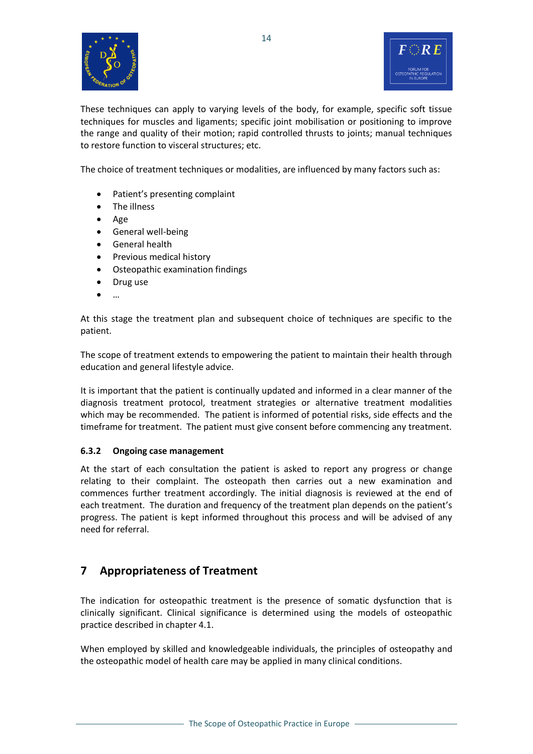These techniques can apply to varying levels of the body, for example, specific soft tissue techniques for muscles and ligaments; specific joint mobilisation or positioning to improve the range and quality of their motion; rapid controlled thrusts to joints; manual techniques to restore function to visceral structures; etc.

The choice of treatment techniques or modalities, are influenced by many factors such as:

- Patient's presenting complaint
- The illness
- Age
- General well-being
- General health
- Previous medical history
- Osteopathic examination findings
- Drug use
- …

At this stage the treatment plan and subsequent choice of techniques are specific to the patient.

The scope of treatment extends to empowering the patient to maintain their health through education and general lifestyle advice.

It is important that the patient is continually updated and informed in a clear manner of the diagnosis treatment protocol, treatment strategies or alternative treatment modalities which may be recommended. The patient is informed of potential risks, side effects and the timeframe for treatment. The patient must give consent before commencing any treatment.

### 6.3.2 Ongoing case management

At the start of each consultation the patient is asked to report any progress or change relating to their complaint. The osteopath then carries out a new examination and commences further treatment accordingly. The initial diagnosis is reviewed at the end of each treatment. The duration and frequency of the treatment plan depends on the patient's progress. The patient is kept informed throughout this process and will be advised of any need for referral.

# 7 Appropriateness of Treatment

The indication for osteopathic treatment is the presence of somatic dysfunction that is clinically significant. Clinical significance is determined using the models of osteopathic practice described in chapter 4.1.

When employed by skilled and knowledgeable individuals, the principles of osteopathy and the osteopathic model of health care may be applied in many clinical conditions.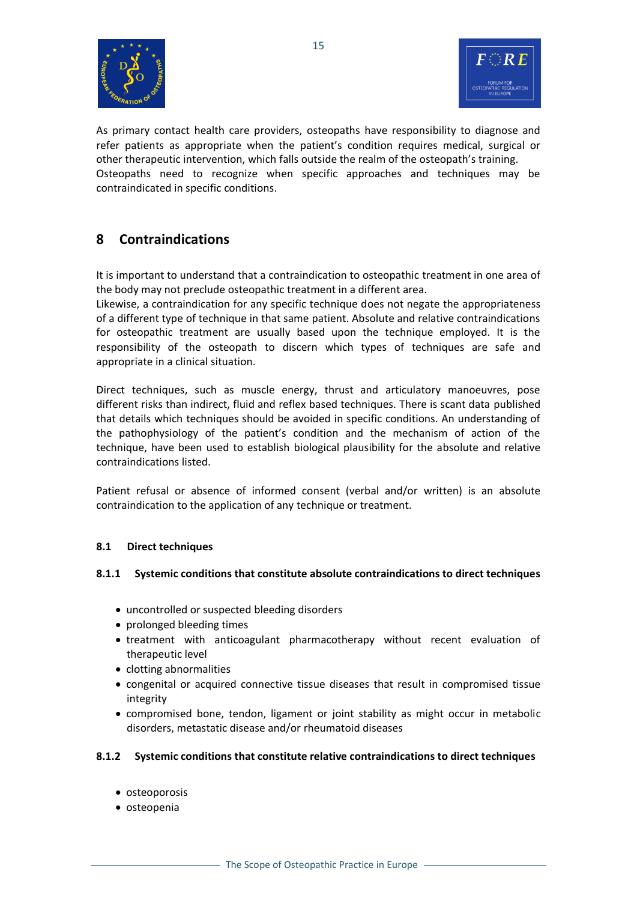As primary contact health care providers, osteopaths have responsibility to diagnose and refer patients as appropriate when the patient's condition requires medical, surgical or other therapeutic intervention, which falls outside the realm of the osteopath's training.
Osteopaths need to recognize when specific approaches and techniques may be contraindicated in specific conditions.

# 8 Contraindications

It is important to understand that a contraindication to osteopathic treatment in one area of the body may not preclude osteopathic treatment in a different area.
Likewise, a contraindication for any specific technique does not negate the appropriateness of a different type of technique in that same patient. Absolute and relative contraindications for osteopathic treatment are usually based upon the technique employed. It is the responsibility of the osteopath to discern which types of techniques are safe and appropriate in a clinical situation.

Direct techniques, such as muscle energy, thrust and articulatory manoeuvres, pose different risks than indirect, fluid and reflex based techniques. There is scant data published that details which techniques should be avoided in specific conditions. An understanding of the pathophysiology of the patient's condition and the mechanism of action of the technique, have been used to establish biological plausibility for the absolute and relative contraindications listed.

Patient refusal or absence of informed consent (verbal and/or written) is an absolute contraindication to the application of any technique or treatment.

## 8.1 Direct techniques

### 8.1.1 Systemic conditions that constitute absolute contraindications to direct techniques

- uncontrolled or suspected bleeding disorders
- prolonged bleeding times
- treatment with anticoagulant pharmacotherapy without recent evaluation of therapeutic level
- clotting abnormalities
- congenital or acquired connective tissue diseases that result in compromised tissue integrity
- compromised bone, tendon, ligament or joint stability as might occur in metabolic disorders, metastatic disease and/or rheumatoid diseases

### 8.1.2 Systemic conditions that constitute relative contraindications to direct techniques

- osteoporosis
- osteopenia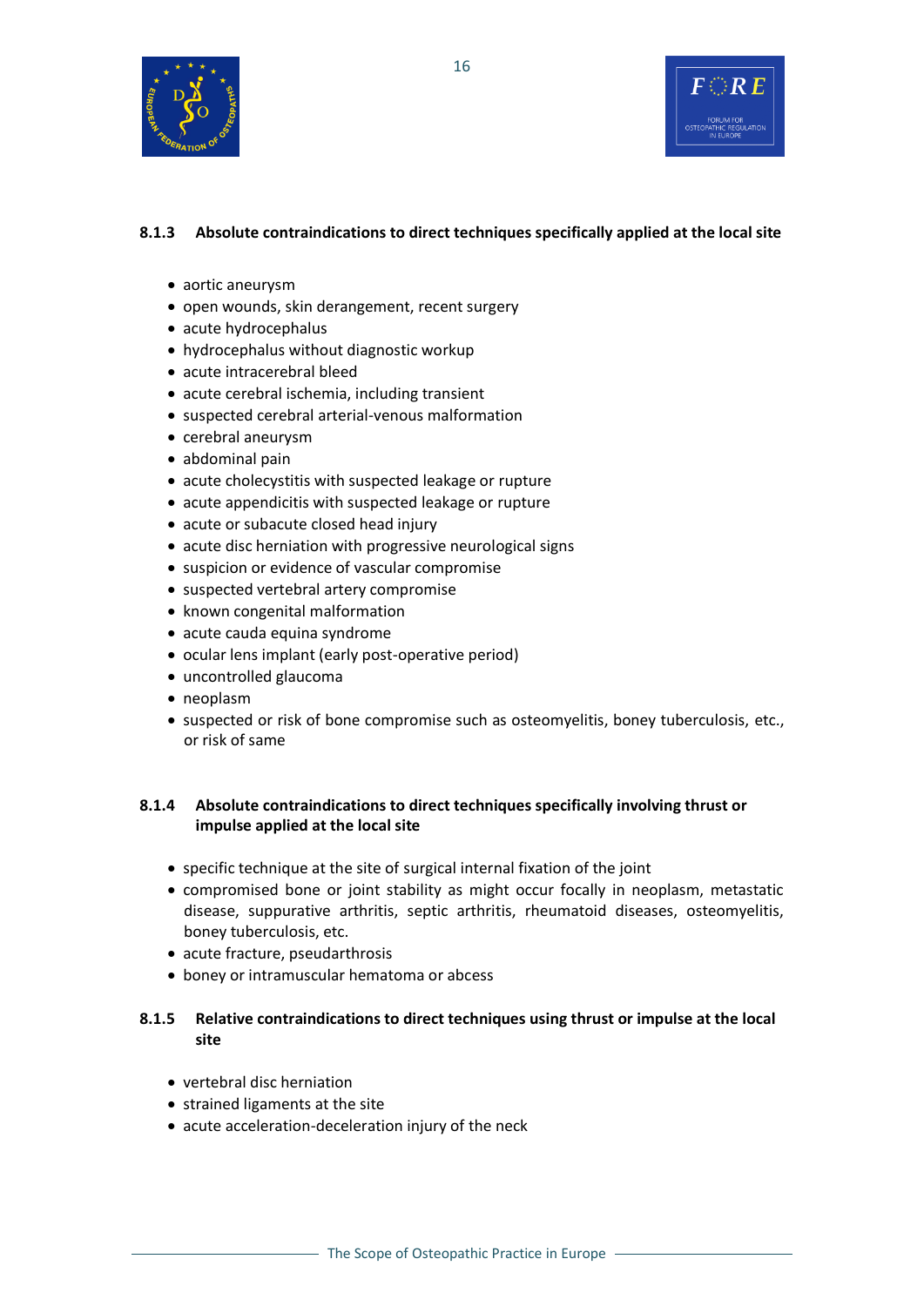### 8.1.3 Absolute contraindications to direct techniques specifically applied at the local site

- aortic aneurysm
- open wounds, skin derangement, recent surgery
- acute hydrocephalus
- hydrocephalus without diagnostic workup
- acute intracerebral bleed
- acute cerebral ischemia, including transient
- suspected cerebral arterial-venous malformation
- cerebral aneurysm
- abdominal pain
- acute cholecystitis with suspected leakage or rupture
- acute appendicitis with suspected leakage or rupture
- acute or subacute closed head injury
- acute disc herniation with progressive neurological signs
- suspicion or evidence of vascular compromise
- suspected vertebral artery compromise
- known congenital malformation
- acute cauda equina syndrome
- ocular lens implant (early post-operative period)
- uncontrolled glaucoma
- neoplasm
- suspected or risk of bone compromise such as osteomyelitis, boney tuberculosis, etc., or risk of same

### 8.1.4 Absolute contraindications to direct techniques specifically involving thrust or impulse applied at the local site

- specific technique at the site of surgical internal fixation of the joint
- compromised bone or joint stability as might occur focally in neoplasm, metastatic disease, suppurative arthritis, septic arthritis, rheumatoid diseases, osteomyelitis, boney tuberculosis, etc.
- acute fracture, pseudarthrosis
- boney or intramuscular hematoma or abcess

### 8.1.5 Relative contraindications to direct techniques using thrust or impulse at the local site

- vertebral disc herniation
- strained ligaments at the site
- acute acceleration-deceleration injury of the neck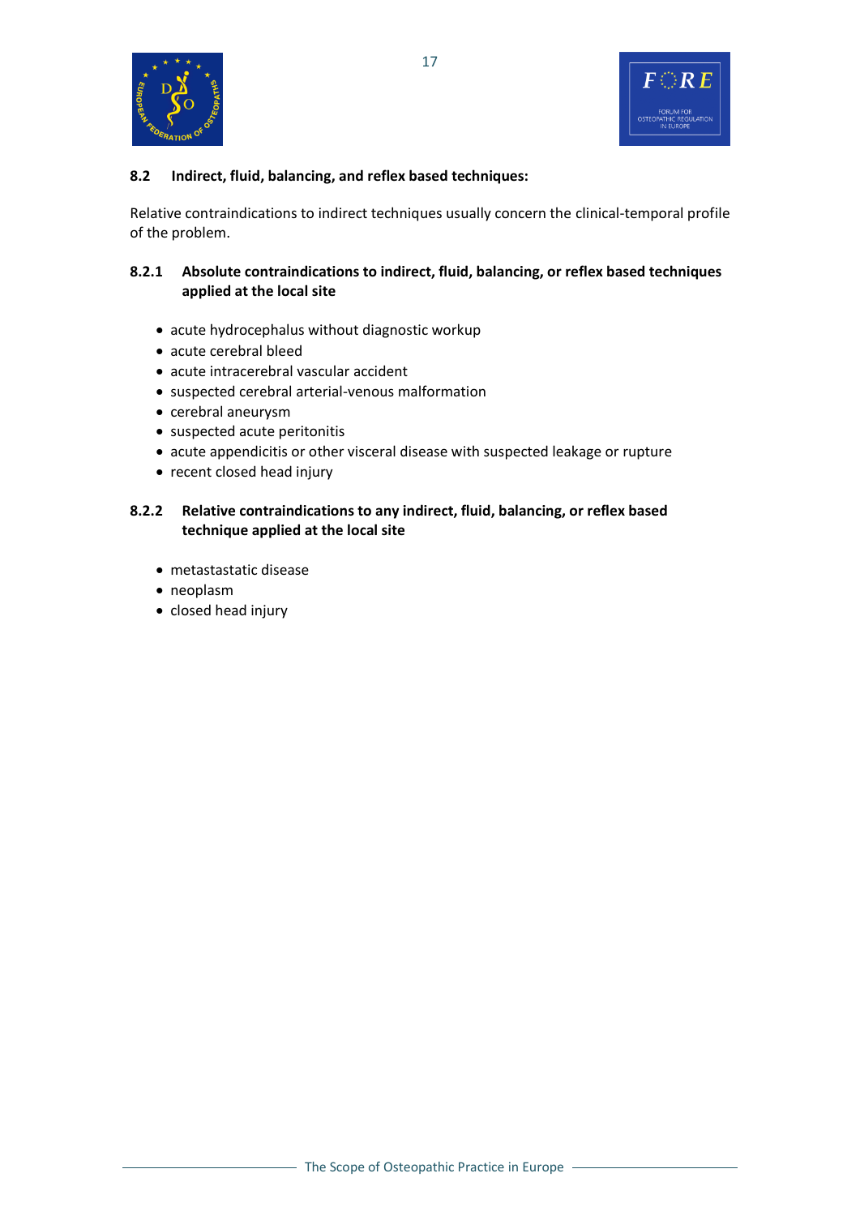### 8.2 Indirect, fluid, balancing, and reflex based techniques:

Relative contraindications to indirect techniques usually concern the clinical-temporal profile of the problem.

#### 8.2.1 Absolute contraindications to indirect, fluid, balancing, or reflex based techniques applied at the local site

- acute hydrocephalus without diagnostic workup
- acute cerebral bleed
- acute intracerebral vascular accident
- suspected cerebral arterial-venous malformation
- cerebral aneurysm
- suspected acute peritonitis
- acute appendicitis or other visceral disease with suspected leakage or rupture
- recent closed head injury

#### 8.2.2 Relative contraindications to any indirect, fluid, balancing, or reflex based technique applied at the local site

- metastastatic disease
- neoplasm
- closed head injury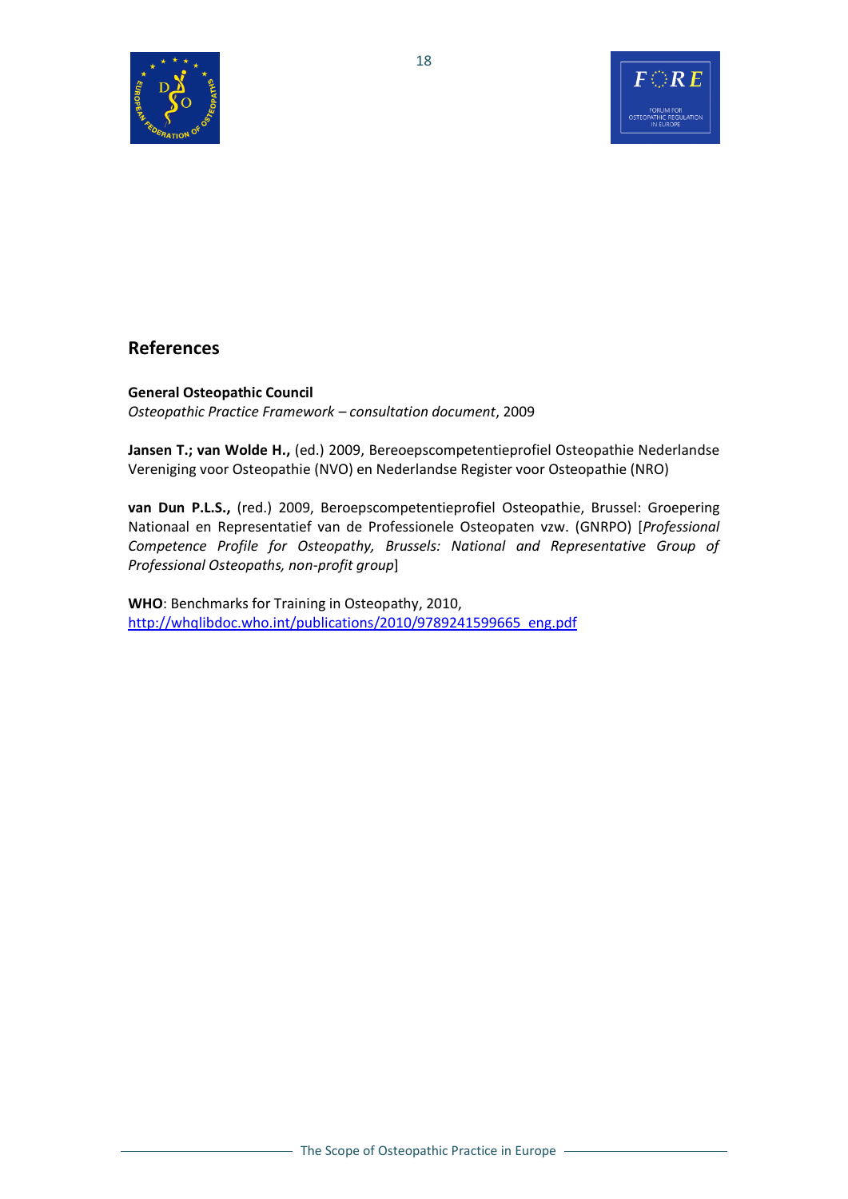## References

**General Osteopathic Council**
*Osteopathic Practice Framework – consultation document*, 2009

**Jansen T.; van Wolde H.,** (ed.) 2009, Bereoepscompetentieprofiel Osteopathie Nederlandse Vereniging voor Osteopathie (NVO) en Nederlandse Register voor Osteopathie (NRO)

**van Dun P.L.S.,** (red.) 2009, Beroepscompetentieprofiel Osteopathie, Brussel: Groepering Nationaal en Representatief van de Professionele Osteopaten vzw. (GNRPO) [*Professional Competence Profile for Osteopathy, Brussels: National and Representative Group of Professional Osteopaths, non-profit group*]

**WHO**: Benchmarks for Training in Osteopathy, 2010,
http://whqlibdoc.who.int/publications/2010/9789241599665_eng.pdf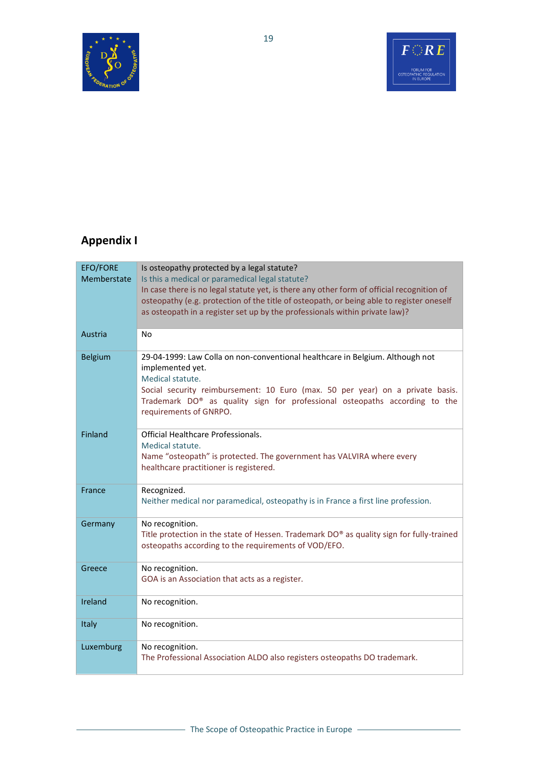## Appendix I

| EFO/FORE Memberstate | Is osteopathy protected by a legal statute?<br>Is this a medical or paramedical legal statute?<br>In case there is no legal statute yet, is there any other form of official recognition of osteopathy (e.g. protection of the title of osteopath, or being able to register oneself as osteopath in a register set up by the professionals within private law)? |
|---|---|
| Austria | No |
| Belgium | 29-04-1999: Law Colla on non-conventional healthcare in Belgium. Although not implemented yet.<br>Medical statute.<br>Social security reimbursement: 10 Euro (max. 50 per year) on a private basis. Trademark DO® as quality sign for professional osteopaths according to the requirements of GNRPO. |
| Finland | Official Healthcare Professionals.<br>Medical statute.<br>Name "osteopath" is protected. The government has VALVIRA where every healthcare practitioner is registered. |
| France | Recognized.<br>Neither medical nor paramedical, osteopathy is in France a first line profession. |
| Germany | No recognition.<br>Title protection in the state of Hessen. Trademark DO® as quality sign for fully-trained osteopaths according to the requirements of VOD/EFO. |
| Greece | No recognition.<br>GOA is an Association that acts as a register. |
| Ireland | No recognition. |
| Italy | No recognition. |
| Luxemburg | No recognition.<br>The Professional Association ALDO also registers osteopaths DO trademark. |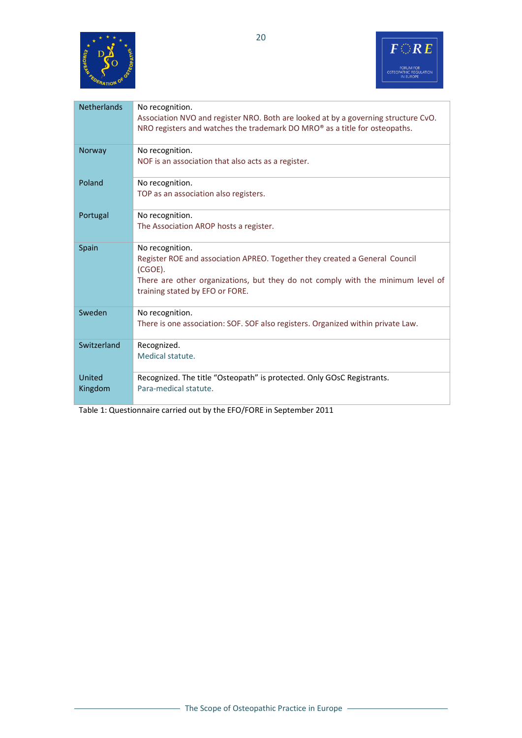| | |
|---|---|
| Netherlands | No recognition.<br>Association NVO and register NRO. Both are looked at by a governing structure CvO. NRO registers and watches the trademark DO MRO® as a title for osteopaths. |
| Norway | No recognition.<br>NOF is an association that also acts as a register. |
| Poland | No recognition.<br>TOP as an association also registers. |
| Portugal | No recognition.<br>The Association AROP hosts a register. |
| Spain | No recognition.<br>Register ROE and association APREO. Together they created a General Council (CGOE).<br>There are other organizations, but they do not comply with the minimum level of training stated by EFO or FORE. |
| Sweden | No recognition.<br>There is one association: SOF. SOF also registers. Organized within private Law. |
| Switzerland | Recognized.<br>Medical statute. |
| United Kingdom | Recognized. The title "Osteopath" is protected. Only GOsC Registrants.<br>Para-medical statute. |

Table 1: Questionnaire carried out by the EFO/FORE in September 2011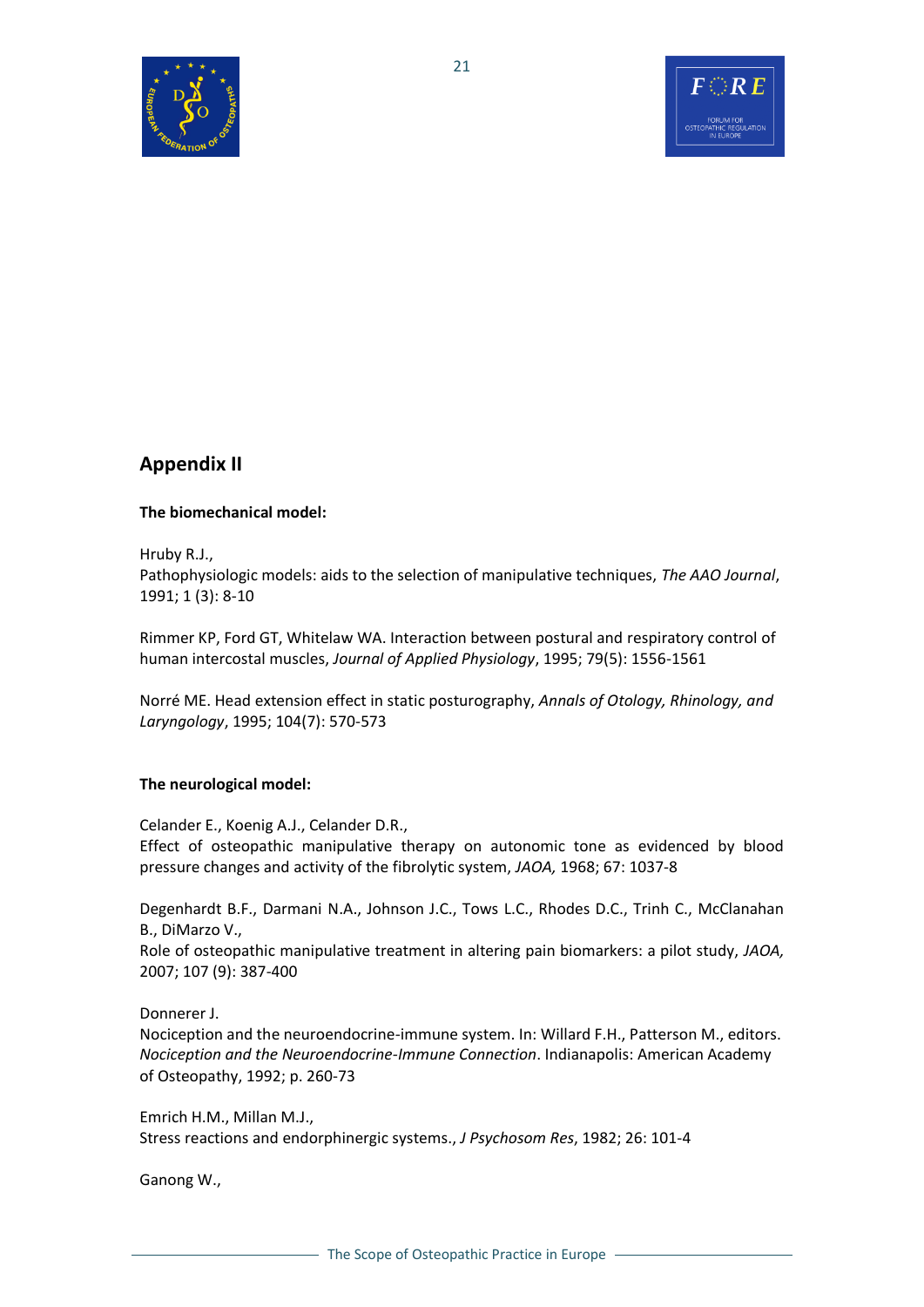## Appendix II

**The biomechanical model:**

Hruby R.J.,
Pathophysiologic models: aids to the selection of manipulative techniques, *The AAO Journal*, 1991; 1 (3): 8-10

Rimmer KP, Ford GT, Whitelaw WA. Interaction between postural and respiratory control of human intercostal muscles, *Journal of Applied Physiology*, 1995; 79(5): 1556-1561

Norré ME. Head extension effect in static posturography, *Annals of Otology, Rhinology, and Laryngology*, 1995; 104(7): 570-573

**The neurological model:**

Celander E., Koenig A.J., Celander D.R.,
Effect of osteopathic manipulative therapy on autonomic tone as evidenced by blood pressure changes and activity of the fibrolytic system, *JAOA,* 1968; 67: 1037-8

Degenhardt B.F., Darmani N.A., Johnson J.C., Tows L.C., Rhodes D.C., Trinh C., McClanahan B., DiMarzo V.,
Role of osteopathic manipulative treatment in altering pain biomarkers: a pilot study, *JAOA,* 2007; 107 (9): 387-400

Donnerer J.
Nociception and the neuroendocrine-immune system. In: Willard F.H., Patterson M., editors. *Nociception and the Neuroendocrine-Immune Connection*. Indianapolis: American Academy of Osteopathy, 1992; p. 260-73

Emrich H.M., Millan M.J.,
Stress reactions and endorphinergic systems., *J Psychosom Res*, 1982; 26: 101-4

Ganong W.,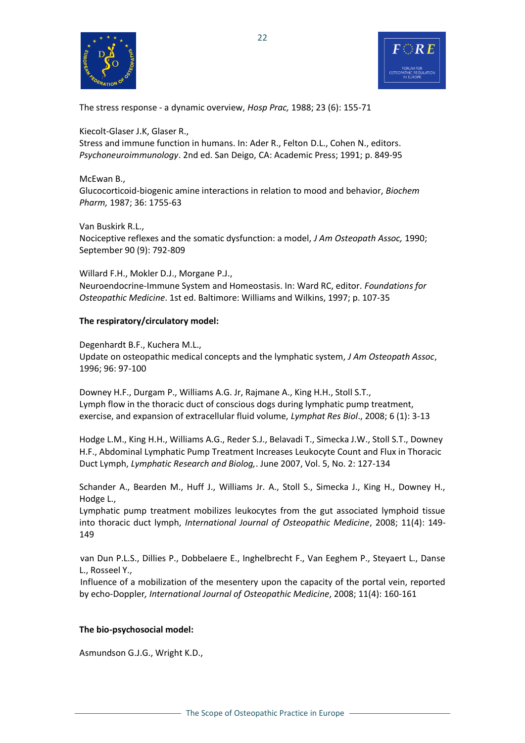The stress response - a dynamic overview, *Hosp Prac,* 1988; 23 (6): 155-71

Kiecolt-Glaser J.K, Glaser R.,
Stress and immune function in humans. In: Ader R., Felton D.L., Cohen N., editors. *Psychoneuroimmunology*. 2nd ed. San Deigo, CA: Academic Press; 1991; p. 849-95

McEwan B.,
Glucocorticoid-biogenic amine interactions in relation to mood and behavior, *Biochem Pharm,* 1987; 36: 1755-63

Van Buskirk R.L.,
Nociceptive reflexes and the somatic dysfunction: a model, *J Am Osteopath Assoc,* 1990; September 90 (9): 792-809

Willard F.H., Mokler D.J., Morgane P.J.,
Neuroendocrine-Immune System and Homeostasis. In: Ward RC, editor. *Foundations for Osteopathic Medicine*. 1st ed. Baltimore: Williams and Wilkins, 1997; p. 107-35

**The respiratory/circulatory model:**

Degenhardt B.F., Kuchera M.L.,
Update on osteopathic medical concepts and the lymphatic system, *J Am Osteopath Assoc*, 1996; 96: 97-100

Downey H.F., Durgam P., Williams A.G. Jr, Rajmane A., King H.H., Stoll S.T.,
Lymph flow in the thoracic duct of conscious dogs during lymphatic pump treatment, exercise, and expansion of extracellular fluid volume, *Lymphat Res Biol*., 2008; 6 (1): 3-13

Hodge L.M., King H.H., Williams A.G., Reder S.J., Belavadi T., Simecka J.W., Stoll S.T., Downey H.F., Abdominal Lymphatic Pump Treatment Increases Leukocyte Count and Flux in Thoracic Duct Lymph, *Lymphatic Research and Biolog,*. June 2007, Vol. 5, No. 2: 127-134

Schander A., Bearden M., Huff J., Williams Jr. A., Stoll S., Simecka J., King H., Downey H., Hodge L.,
Lymphatic pump treatment mobilizes leukocytes from the gut associated lymphoid tissue into thoracic duct lymph, *International Journal of Osteopathic Medicine*, 2008; 11(4): 149-149

van Dun P.L.S., Dillies P., Dobbelaere E., Inghelbrecht F., Van Eeghem P., Steyaert L., Danse L., Rosseel Y.,
Influence of a mobilization of the mesentery upon the capacity of the portal vein, reported by echo-Doppler*, International Journal of Osteopathic Medicine*, 2008; 11(4): 160-161

**The bio-psychosocial model:**

Asmundson G.J.G., Wright K.D.,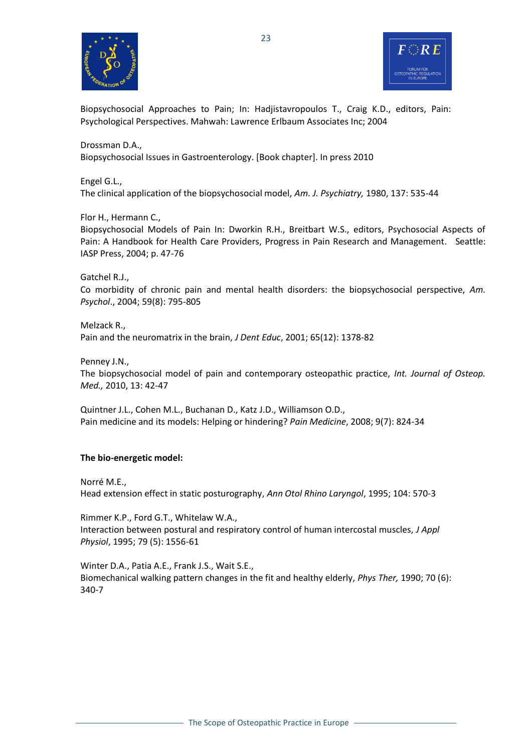Biopsychosocial Approaches to Pain; In: Hadjistavropoulos T., Craig K.D., editors, Pain: Psychological Perspectives. Mahwah: Lawrence Erlbaum Associates Inc; 2004

Drossman D.A.,
Biopsychosocial Issues in Gastroenterology. [Book chapter]. In press 2010

Engel G.L.,
The clinical application of the biopsychosocial model, *Am. J. Psychiatry,* 1980, 137: 535-44

Flor H., Hermann C.,
Biopsychosocial Models of Pain In: Dworkin R.H., Breitbart W.S., editors, Psychosocial Aspects of Pain: A Handbook for Health Care Providers, Progress in Pain Research and Management. Seattle: IASP Press, 2004; p. 47-76

Gatchel R.J.,
Co morbidity of chronic pain and mental health disorders: the biopsychosocial perspective, *Am. Psychol*., 2004; 59(8): 795-805

Melzack R.,
Pain and the neuromatrix in the brain, *J Dent Educ*, 2001; 65(12): 1378-82

Penney J.N.,
The biopsychosocial model of pain and contemporary osteopathic practice, *Int. Journal of Osteop. Med.,* 2010, 13: 42-47

Quintner J.L., Cohen M.L., Buchanan D., Katz J.D., Williamson O.D.,
Pain medicine and its models: Helping or hindering? *Pain Medicine*, 2008; 9(7): 824-34

**The bio-energetic model:**

Norré M.E.,
Head extension effect in static posturography, *Ann Otol Rhino Laryngol*, 1995; 104: 570-3

Rimmer K.P., Ford G.T., Whitelaw W.A.,
Interaction between postural and respiratory control of human intercostal muscles, *J Appl Physiol*, 1995; 79 (5): 1556-61

Winter D.A., Patia A.E., Frank J.S., Wait S.E.,
Biomechanical walking pattern changes in the fit and healthy elderly, *Phys Ther,* 1990; 70 (6): 340-7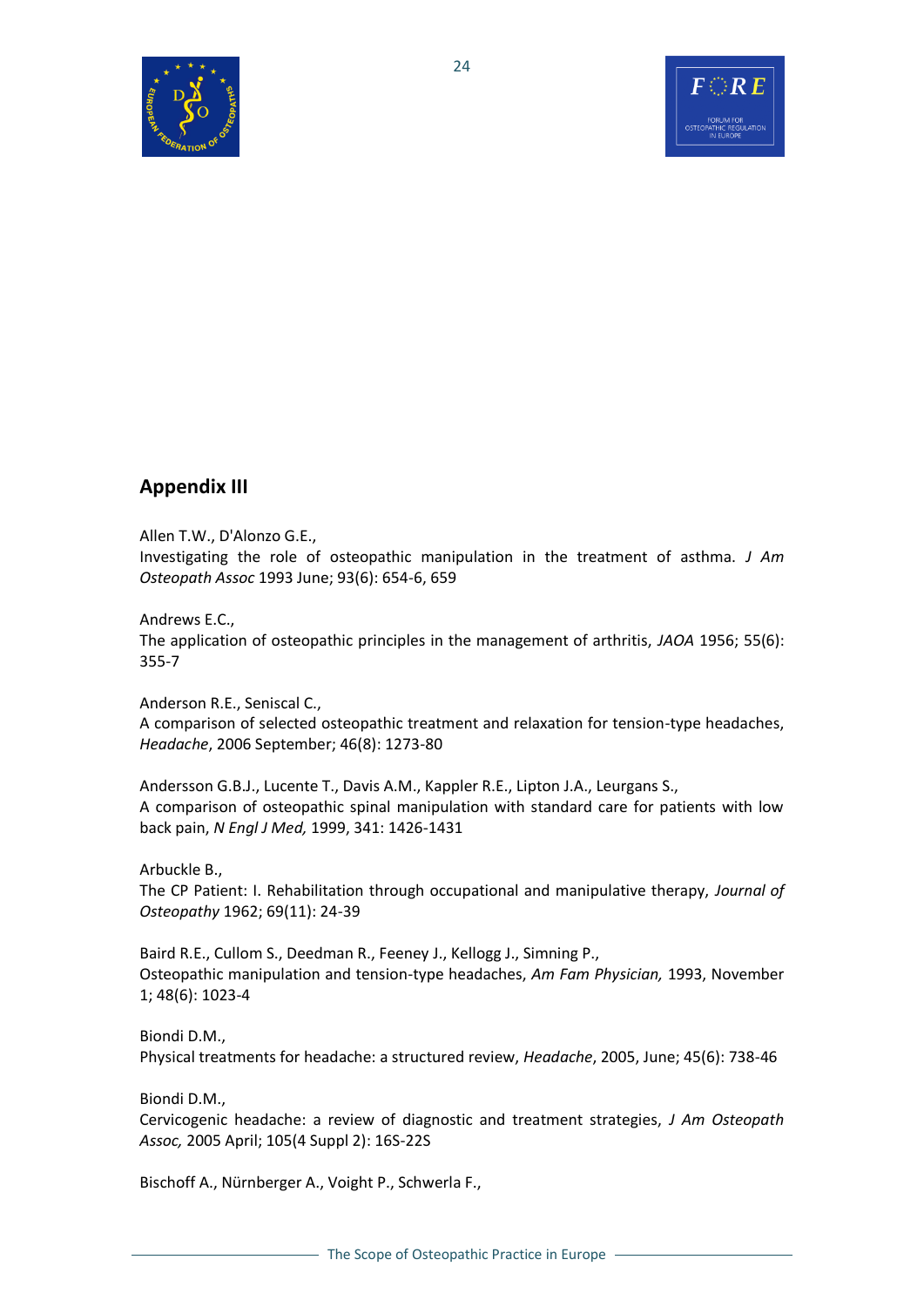## Appendix III

Allen T.W., D'Alonzo G.E.,
Investigating the role of osteopathic manipulation in the treatment of asthma. *J Am Osteopath Assoc* 1993 June; 93(6): 654-6, 659

Andrews E.C.,
The application of osteopathic principles in the management of arthritis, *JAOA* 1956; 55(6): 355-7

Anderson R.E., Seniscal C.,
A comparison of selected osteopathic treatment and relaxation for tension-type headaches, *Headache*, 2006 September; 46(8): 1273-80

Andersson G.B.J., Lucente T., Davis A.M., Kappler R.E., Lipton J.A., Leurgans S.,
A comparison of osteopathic spinal manipulation with standard care for patients with low back pain, *N Engl J Med,* 1999, 341: 1426-1431

Arbuckle B.,
The CP Patient: I. Rehabilitation through occupational and manipulative therapy, *Journal of Osteopathy* 1962; 69(11): 24-39

Baird R.E., Cullom S., Deedman R., Feeney J., Kellogg J., Simning P.,
Osteopathic manipulation and tension-type headaches, *Am Fam Physician,* 1993, November 1; 48(6): 1023-4

Biondi D.M.,
Physical treatments for headache: a structured review, *Headache*, 2005, June; 45(6): 738-46

Biondi D.M.,
Cervicogenic headache: a review of diagnostic and treatment strategies, *J Am Osteopath Assoc,* 2005 April; 105(4 Suppl 2): 16S-22S

Bischoff A., Nürnberger A., Voight P., Schwerla F.,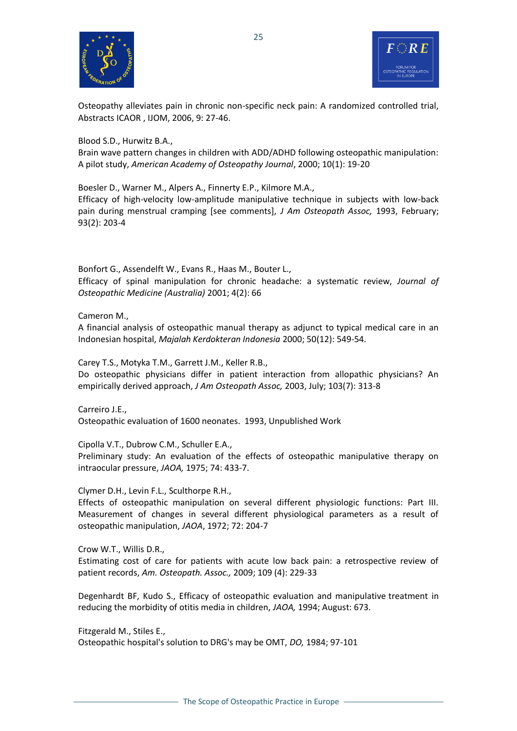Osteopathy alleviates pain in chronic non-specific neck pain: A randomized controlled trial, Abstracts ICAOR , IJOM, 2006, 9: 27-46.

Blood S.D., Hurwitz B.A.,
Brain wave pattern changes in children with ADD/ADHD following osteopathic manipulation: A pilot study, *American Academy of Osteopathy Journal*, 2000; 10(1): 19-20

Boesler D., Warner M., Alpers A., Finnerty E.P., Kilmore M.A.,
Efficacy of high-velocity low-amplitude manipulative technique in subjects with low-back pain during menstrual cramping [see comments], *J Am Osteopath Assoc,* 1993, February; 93(2): 203-4

Bonfort G., Assendelft W., Evans R., Haas M., Bouter L.,
Efficacy of spinal manipulation for chronic headache: a systematic review, *Journal of Osteopathic Medicine (Australia)* 2001; 4(2): 66

Cameron M.,
A financial analysis of osteopathic manual therapy as adjunct to typical medical care in an Indonesian hospital, *Majalah Kerdokteran Indonesia* 2000; 50(12): 549-54.

Carey T.S., Motyka T.M., Garrett J.M., Keller R.B.,
Do osteopathic physicians differ in patient interaction from allopathic physicians? An empirically derived approach, *J Am Osteopath Assoc,* 2003, July; 103(7): 313-8

Carreiro J.E.,
Osteopathic evaluation of 1600 neonates. 1993, Unpublished Work

Cipolla V.T., Dubrow C.M., Schuller E.A.,
Preliminary study: An evaluation of the effects of osteopathic manipulative therapy on intraocular pressure, *JAOA,* 1975; 74: 433-7.

Clymer D.H., Levin F.L., Sculthorpe R.H.,
Effects of osteopathic manipulation on several different physiologic functions: Part III. Measurement of changes in several different physiological parameters as a result of osteopathic manipulation, *JAOA*, 1972; 72: 204-7

Crow W.T., Willis D.R.,
Estimating cost of care for patients with acute low back pain: a retrospective review of patient records, *Am. Osteopath. Assoc.,* 2009; 109 (4): 229-33

Degenhardt BF, Kudo S., Efficacy of osteopathic evaluation and manipulative treatment in reducing the morbidity of otitis media in children, *JAOA,* 1994; August: 673.

Fitzgerald M., Stiles E.,
Osteopathic hospital's solution to DRG's may be OMT, *DO,* 1984; 97-101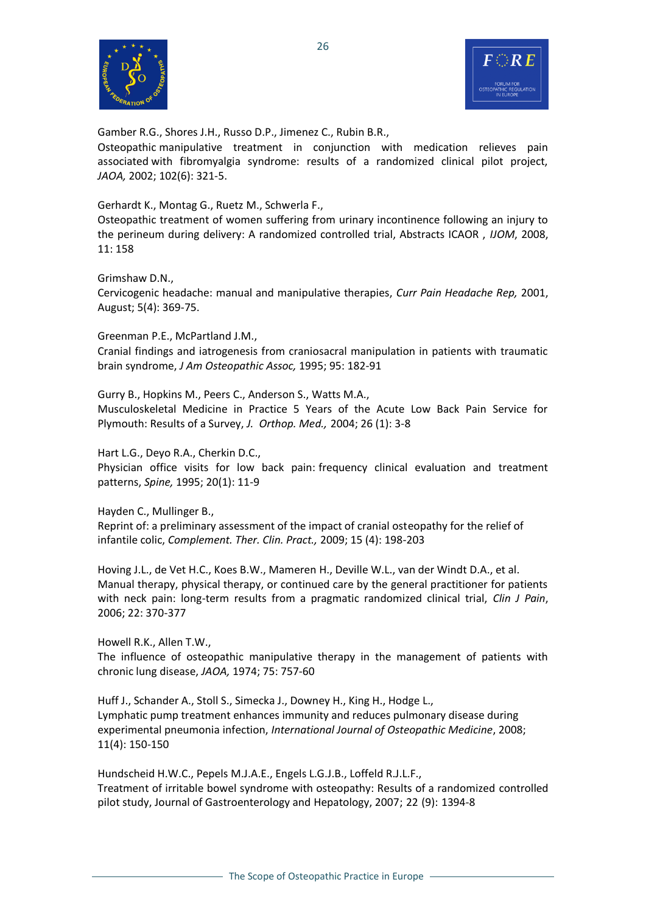Gamber R.G., Shores J.H., Russo D.P., Jimenez C., Rubin B.R.,
Osteopathic manipulative treatment in conjunction with medication relieves pain associated with fibromyalgia syndrome: results of a randomized clinical pilot project, *JAOA,* 2002; 102(6): 321-5.

Gerhardt K., Montag G., Ruetz M., Schwerla F.,
Osteopathic treatment of women suffering from urinary incontinence following an injury to the perineum during delivery: A randomized controlled trial, Abstracts ICAOR , *IJOM*, 2008, 11: 158

Grimshaw D.N.,
Cervicogenic headache: manual and manipulative therapies, *Curr Pain Headache Rep,* 2001, August; 5(4): 369-75.

Greenman P.E., McPartland J.M.,
Cranial findings and iatrogenesis from craniosacral manipulation in patients with traumatic brain syndrome, *J Am Osteopathic Assoc,* 1995; 95: 182-91

Gurry B., Hopkins M., Peers C., Anderson S., Watts M.A.,
Musculoskeletal Medicine in Practice 5 Years of the Acute Low Back Pain Service for Plymouth: Results of a Survey, *J. Orthop. Med.,* 2004; 26 (1): 3-8

Hart L.G., Deyo R.A., Cherkin D.C.,
Physician office visits for low back pain: frequency clinical evaluation and treatment patterns, *Spine,* 1995; 20(1): 11-9

Hayden C., Mullinger B.,
Reprint of: a preliminary assessment of the impact of cranial osteopathy for the relief of infantile colic, *Complement. Ther. Clin. Pract.,* 2009; 15 (4): 198-203

Hoving J.L., de Vet H.C., Koes B.W., Mameren H., Deville W.L., van der Windt D.A., et al.
Manual therapy, physical therapy, or continued care by the general practitioner for patients with neck pain: long-term results from a pragmatic randomized clinical trial, *Clin J Pain*, 2006; 22: 370-377

Howell R.K., Allen T.W.,
The influence of osteopathic manipulative therapy in the management of patients with chronic lung disease, *JAOA,* 1974; 75: 757-60

Huff J., Schander A., Stoll S., Simecka J., Downey H., King H., Hodge L.,
Lymphatic pump treatment enhances immunity and reduces pulmonary disease during experimental pneumonia infection, *International Journal of Osteopathic Medicine*, 2008; 11(4): 150-150

Hundscheid H.W.C., Pepels M.J.A.E., Engels L.G.J.B., Loffeld R.J.L.F.,
Treatment of irritable bowel syndrome with osteopathy: Results of a randomized controlled pilot study, Journal of Gastroenterology and Hepatology, 2007; 22 (9): 1394-8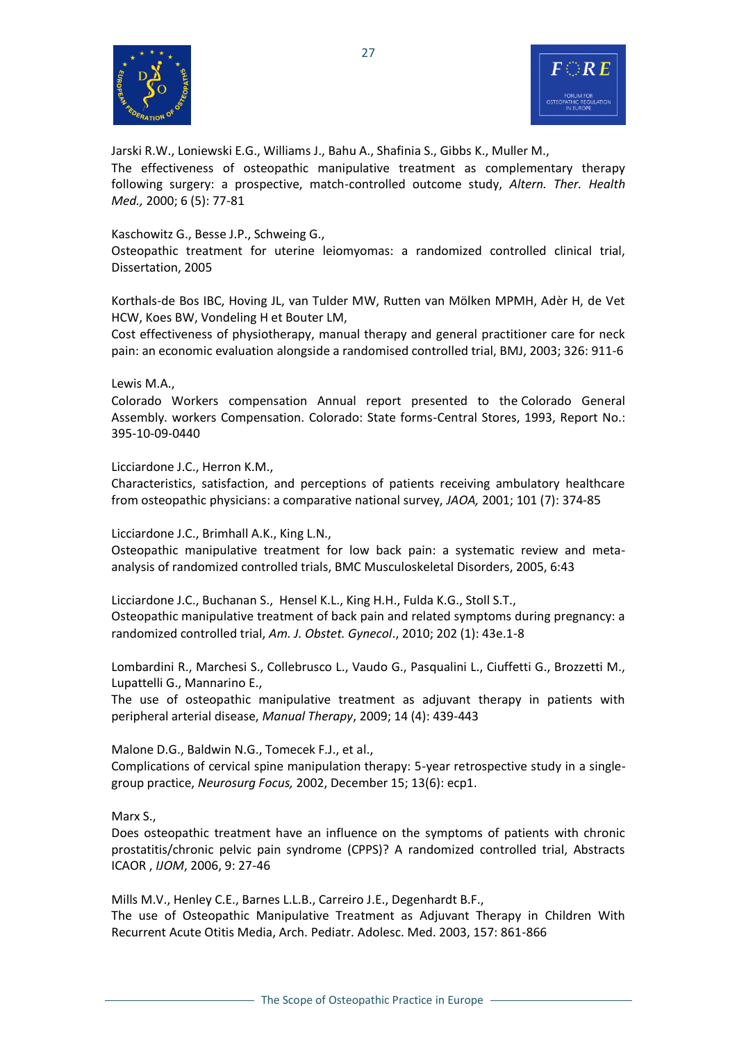Jarski R.W., Loniewski E.G., Williams J., Bahu A., Shafinia S., Gibbs K., Muller M.,
The effectiveness of osteopathic manipulative treatment as complementary therapy following surgery: a prospective, match-controlled outcome study, *Altern. Ther. Health Med.,* 2000; 6 (5): 77-81

Kaschowitz G., Besse J.P., Schweing G.,
Osteopathic treatment for uterine leiomyomas: a randomized controlled clinical trial, Dissertation, 2005

Korthals-de Bos IBC, Hoving JL, van Tulder MW, Rutten van Mölken MPMH, Adèr H, de Vet HCW, Koes BW, Vondeling H et Bouter LM,
Cost effectiveness of physiotherapy, manual therapy and general practitioner care for neck pain: an economic evaluation alongside a randomised controlled trial, BMJ, 2003; 326: 911-6

Lewis M.A.,
Colorado Workers compensation Annual report presented to the Colorado General Assembly. workers Compensation. Colorado: State forms-Central Stores, 1993, Report No.: 395-10-09-0440

Licciardone J.C., Herron K.M.,
Characteristics, satisfaction, and perceptions of patients receiving ambulatory healthcare from osteopathic physicians: a comparative national survey, *JAOA,* 2001; 101 (7): 374-85

Licciardone J.C., Brimhall A.K., King L.N.,
Osteopathic manipulative treatment for low back pain: a systematic review and meta-analysis of randomized controlled trials, BMC Musculoskeletal Disorders, 2005, 6:43

Licciardone J.C., Buchanan S., Hensel K.L., King H.H., Fulda K.G., Stoll S.T.,
Osteopathic manipulative treatment of back pain and related symptoms during pregnancy: a randomized controlled trial, *Am. J. Obstet. Gynecol*., 2010; 202 (1): 43e.1-8

Lombardini R., Marchesi S., Collebrusco L., Vaudo G., Pasqualini L., Ciuffetti G., Brozzetti M., Lupattelli G., Mannarino E.,
The use of osteopathic manipulative treatment as adjuvant therapy in patients with peripheral arterial disease, *Manual Therapy*, 2009; 14 (4): 439-443

Malone D.G., Baldwin N.G., Tomecek F.J., et al.,
Complications of cervical spine manipulation therapy: 5-year retrospective study in a single-group practice, *Neurosurg Focus,* 2002, December 15; 13(6): ecp1.

Marx S.,
Does osteopathic treatment have an influence on the symptoms of patients with chronic prostatitis/chronic pelvic pain syndrome (CPPS)? A randomized controlled trial, Abstracts ICAOR , *IJOM*, 2006, 9: 27-46

Mills M.V., Henley C.E., Barnes L.L.B., Carreiro J.E., Degenhardt B.F.,
The use of Osteopathic Manipulative Treatment as Adjuvant Therapy in Children With Recurrent Acute Otitis Media, Arch. Pediatr. Adolesc. Med. 2003, 157: 861-866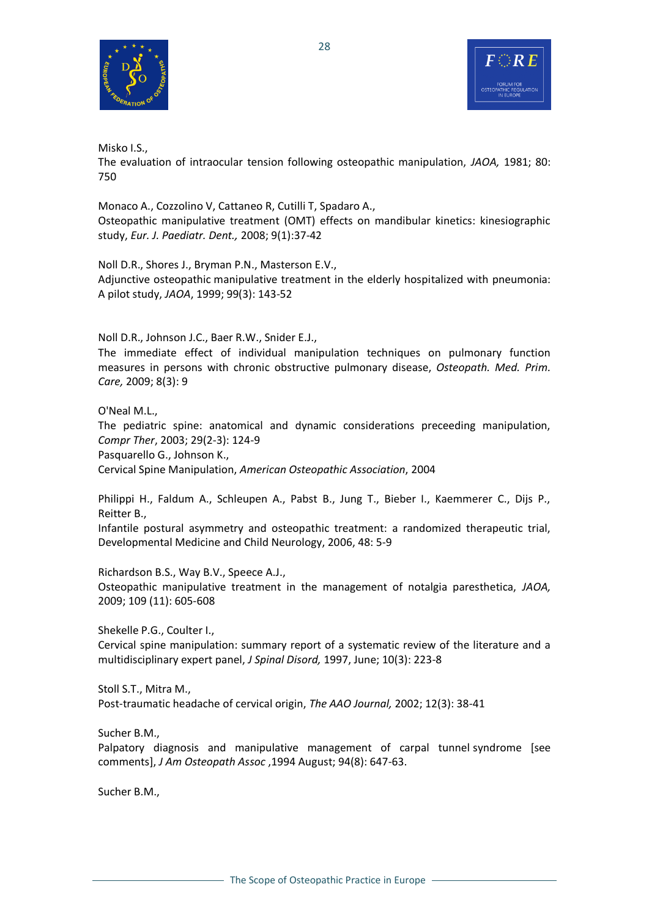Misko I.S.,
The evaluation of intraocular tension following osteopathic manipulation, *JAOA,* 1981; 80: 750

Monaco A., Cozzolino V, Cattaneo R, Cutilli T, Spadaro A.,
Osteopathic manipulative treatment (OMT) effects on mandibular kinetics: kinesiographic study, *Eur. J. Paediatr. Dent.,* 2008; 9(1):37-42

Noll D.R., Shores J., Bryman P.N., Masterson E.V.,
Adjunctive osteopathic manipulative treatment in the elderly hospitalized with pneumonia: A pilot study, *JAOA*, 1999; 99(3): 143-52

Noll D.R., Johnson J.C., Baer R.W., Snider E.J.,
The immediate effect of individual manipulation techniques on pulmonary function measures in persons with chronic obstructive pulmonary disease, *Osteopath. Med. Prim. Care,* 2009; 8(3): 9

O'Neal M.L.,
The pediatric spine: anatomical and dynamic considerations preceeding manipulation, *Compr Ther*, 2003; 29(2-3): 124-9

Pasquarello G., Johnson K.,
Cervical Spine Manipulation, *American Osteopathic Association*, 2004

Philippi H., Faldum A., Schleupen A., Pabst B., Jung T., Bieber I., Kaemmerer C., Dijs P., Reitter B.,
Infantile postural asymmetry and osteopathic treatment: a randomized therapeutic trial, Developmental Medicine and Child Neurology, 2006, 48: 5-9

Richardson B.S., Way B.V., Speece A.J.,
Osteopathic manipulative treatment in the management of notalgia paresthetica, *JAOA,* 2009; 109 (11): 605-608

Shekelle P.G., Coulter I.,
Cervical spine manipulation: summary report of a systematic review of the literature and a multidisciplinary expert panel, *J Spinal Disord,* 1997, June; 10(3): 223-8

Stoll S.T., Mitra M.,
Post-traumatic headache of cervical origin, *The AAO Journal,* 2002; 12(3): 38-41

Sucher B.M.,
Palpatory diagnosis and manipulative management of carpal tunnel syndrome [see comments], *J Am Osteopath Assoc* ,1994 August; 94(8): 647-63.

Sucher B.M.,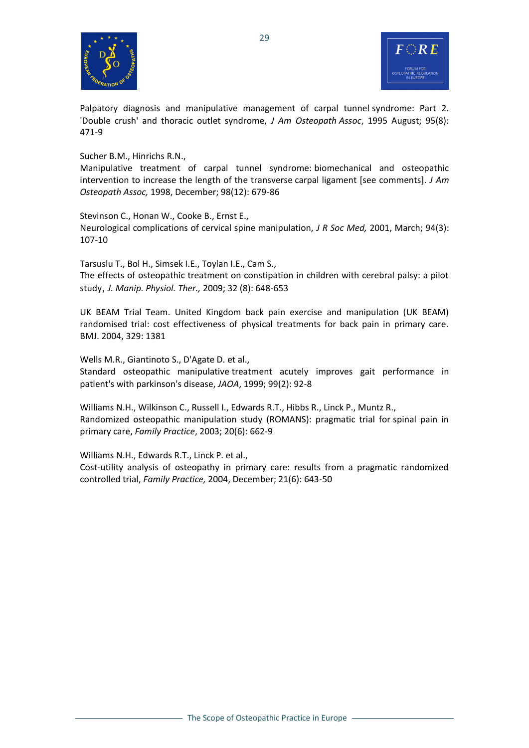Palpatory diagnosis and manipulative management of carpal tunnel syndrome: Part 2. 'Double crush' and thoracic outlet syndrome, *J Am Osteopath Assoc*, 1995 August; 95(8): 471-9

Sucher B.M., Hinrichs R.N.,
Manipulative treatment of carpal tunnel syndrome: biomechanical and osteopathic intervention to increase the length of the transverse carpal ligament [see comments]. *J Am Osteopath Assoc,* 1998, December; 98(12): 679-86

Stevinson C., Honan W., Cooke B., Ernst E.,
Neurological complications of cervical spine manipulation, *J R Soc Med,* 2001, March; 94(3): 107-10

Tarsuslu T., Bol H., Simsek I.E., Toylan I.E., Cam S.,
The effects of osteopathic treatment on constipation in children with cerebral palsy: a pilot study, *J. Manip. Physiol. Ther.,* 2009; 32 (8): 648-653

UK BEAM Trial Team. United Kingdom back pain exercise and manipulation (UK BEAM) randomised trial: cost effectiveness of physical treatments for back pain in primary care. BMJ. 2004, 329: 1381

Wells M.R., Giantinoto S., D'Agate D. et al.,
Standard osteopathic manipulative treatment acutely improves gait performance in patient's with parkinson's disease, *JAOA*, 1999; 99(2): 92-8

Williams N.H., Wilkinson C., Russell I., Edwards R.T., Hibbs R., Linck P., Muntz R.,
Randomized osteopathic manipulation study (ROMANS): pragmatic trial for spinal pain in primary care, *Family Practice*, 2003; 20(6): 662-9

Williams N.H., Edwards R.T., Linck P. et al.,
Cost-utility analysis of osteopathy in primary care: results from a pragmatic randomized controlled trial, *Family Practice,* 2004, December; 21(6): 643-50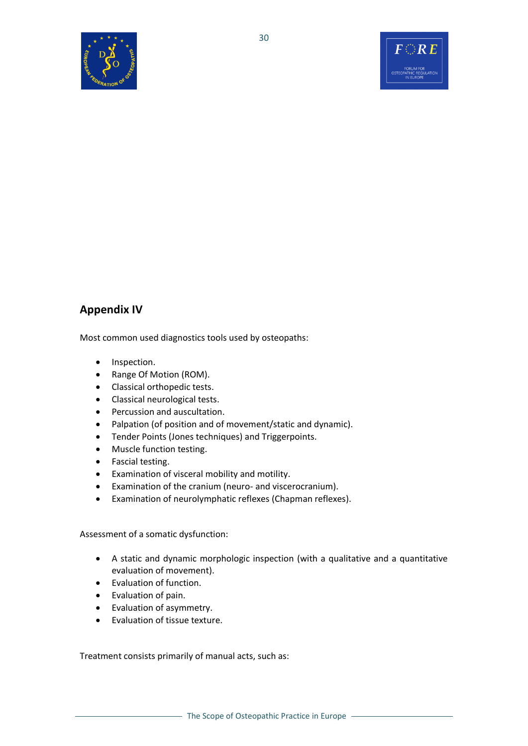## Appendix IV

Most common used diagnostics tools used by osteopaths:

- Inspection.
- Range Of Motion (ROM).
- Classical orthopedic tests.
- Classical neurological tests.
- Percussion and auscultation.
- Palpation (of position and of movement/static and dynamic).
- Tender Points (Jones techniques) and Triggerpoints.
- Muscle function testing.
- Fascial testing.
- Examination of visceral mobility and motility.
- Examination of the cranium (neuro- and viscerocranium).
- Examination of neurolymphatic reflexes (Chapman reflexes).

Assessment of a somatic dysfunction:

- A static and dynamic morphologic inspection (with a qualitative and a quantitative evaluation of movement).
- Evaluation of function.
- Evaluation of pain.
- Evaluation of asymmetry.
- Evaluation of tissue texture.

Treatment consists primarily of manual acts, such as: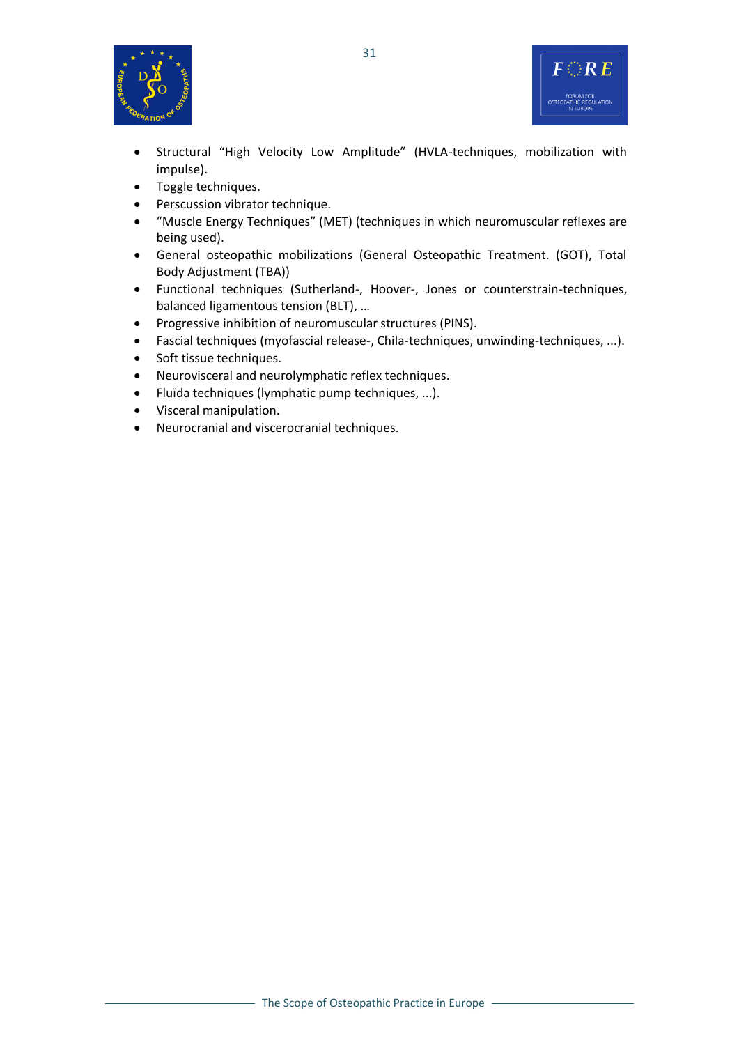- Structural “High Velocity Low Amplitude” (HVLA-techniques, mobilization with impulse).
- Toggle techniques.
- Perscussion vibrator technique.
- “Muscle Energy Techniques” (MET) (techniques in which neuromuscular reflexes are being used).
- General osteopathic mobilizations (General Osteopathic Treatment. (GOT), Total Body Adjustment (TBA))
- Functional techniques (Sutherland-, Hoover-, Jones or counterstrain-techniques, balanced ligamentous tension (BLT), …
- Progressive inhibition of neuromuscular structures (PINS).
- Fascial techniques (myofascial release-, Chila-techniques, unwinding-techniques, ...).
- Soft tissue techniques.
- Neurovisceral and neurolymphatic reflex techniques.
- Fluïda techniques (lymphatic pump techniques, ...).
- Visceral manipulation.
- Neurocranial and viscerocranial techniques.